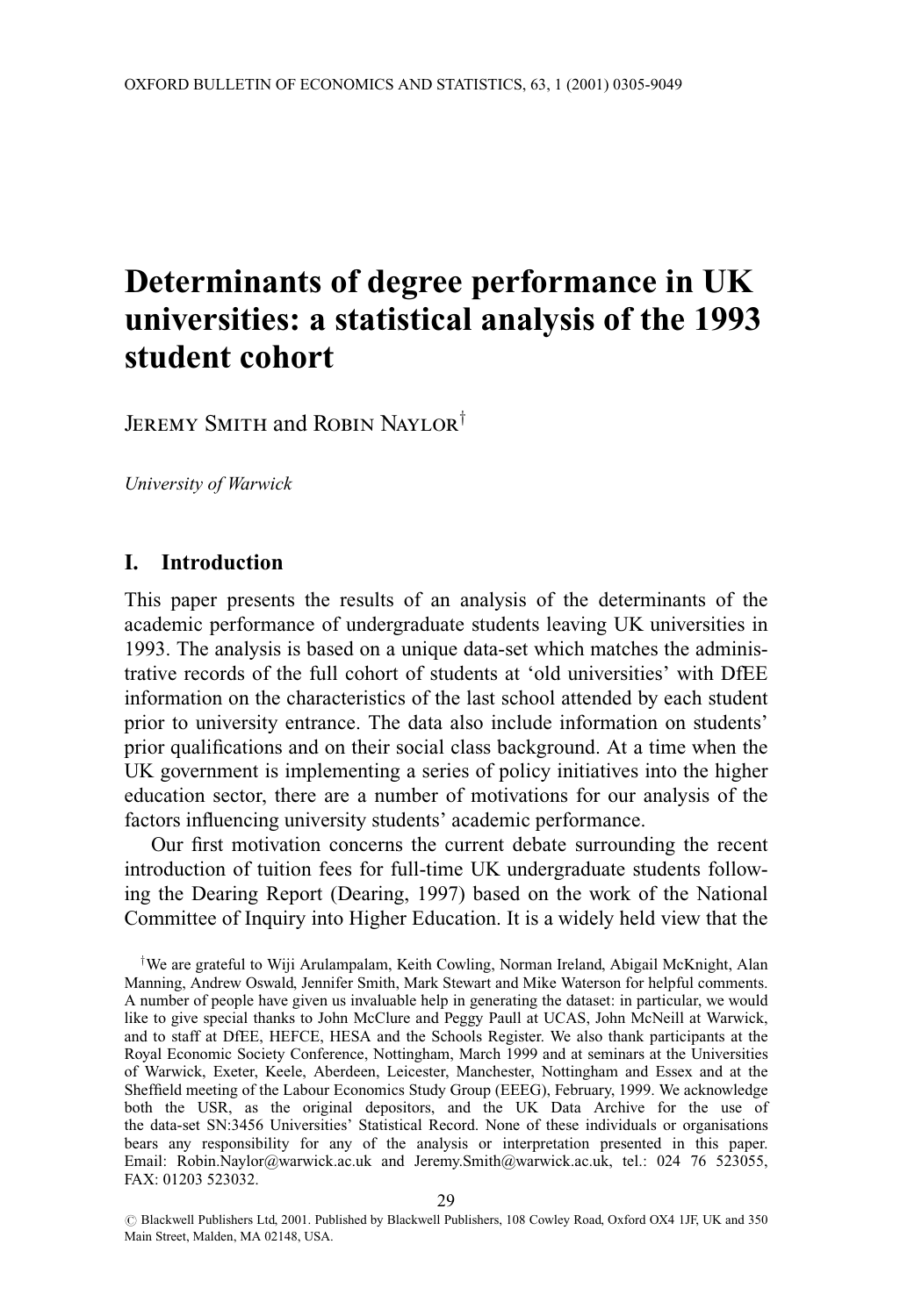# Determinants of degree performance in UK universities: a statistical analysis of the 1993 student cohort

Jeremy Smith and Robin Naylor[†]

*University of Warwick*

## I. Introduction

This paper presents the results of an analysis of the determinants of the academic performance of undergraduate students leaving UK universities in 1993. The analysis is based on a unique data-set which matches the administrative records of the full cohort of students at 'old universities' with DfEE information on the characteristics of the last school attended by each student prior to university entrance. The data also include information on students' prior qualifications and on their social class background. At a time when the UK government is implementing a series of policy initiatives into the higher education sector, there are a number of motivations for our analysis of the factors influencing university students' academic performance.

Our first motivation concerns the current debate surrounding the recent introduction of tuition fees for full-time UK undergraduate students following the Dearing Report (Dearing, 1997) based on the work of the National Committee of Inquiry into Higher Education. It is a widely held view that the

[†]We are grateful to Wiji Arulampalam, Keith Cowling, Norman Ireland, Abigail McKnight, Alan Manning, Andrew Oswald, Jennifer Smith, Mark Stewart and Mike Waterson for helpful comments. A number of people have given us invaluable help in generating the dataset: in particular, we would like to give special thanks to John McClure and Peggy Paull at UCAS, John McNeill at Warwick, and to staff at DfEE, HEFCE, HESA and the Schools Register. We also thank participants at the Royal Economic Society Conference, Nottingham, March 1999 and at seminars at the Universities of Warwick, Exeter, Keele, Aberdeen, Leicester, Manchester, Nottingham and Essex and at the Sheffield meeting of the Labour Economics Study Group (EEEG), February, 1999. We acknowledge both the USR, as the original depositors, and the UK Data Archive for the use of the data-set SN:3456 Universities' Statistical Record. None of these individuals or organisations bears any responsibility for any of the analysis or interpretation presented in this paper. Email: Robin.Naylor@warwick.ac.uk and Jeremy.Smith@warwick.ac.uk, tel.: 024 76 523055, FAX: 01203 523032.

© Blackwell Publishers Ltd, 2001. Published by Blackwell Publishers, 108 Cowley Road, Oxford OX4 1JF, UK and 350 Main Street, Malden, MA 02148, USA.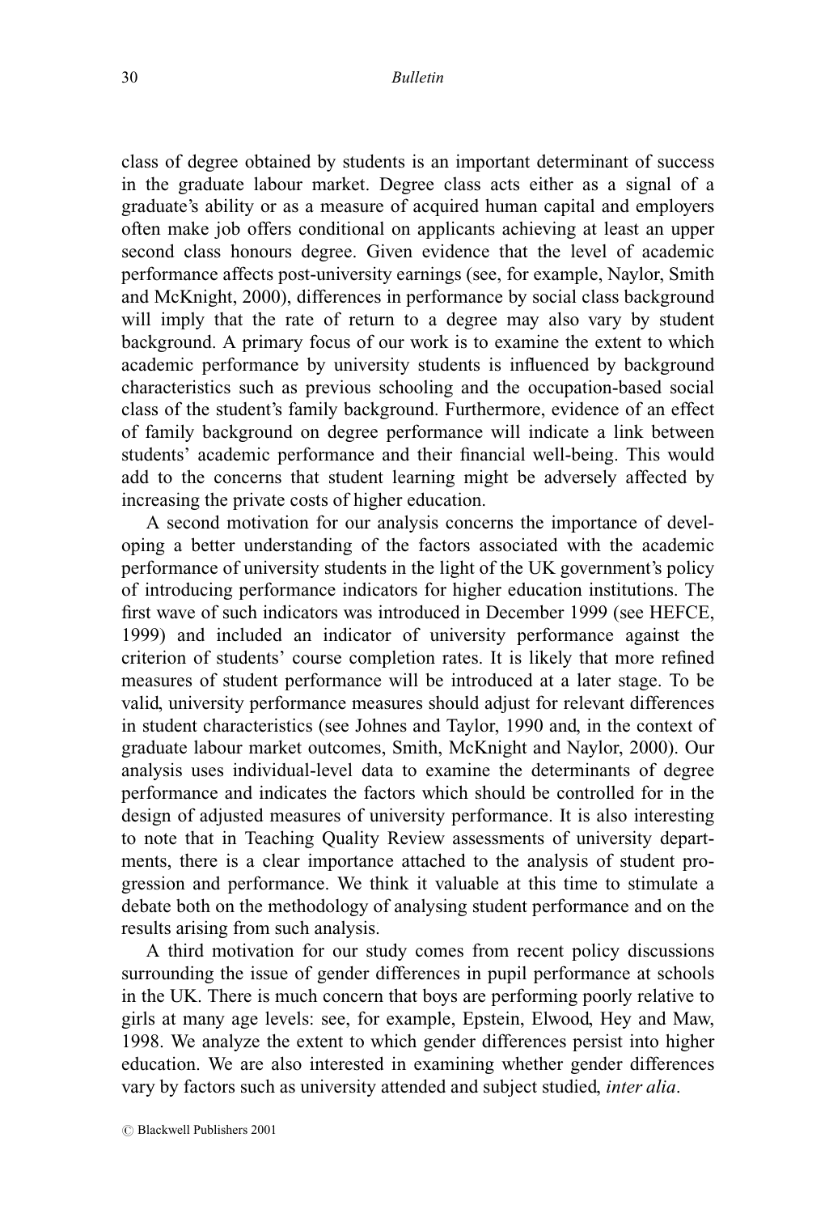class of degree obtained by students is an important determinant of success in the graduate labour market. Degree class acts either as a signal of a graduate's ability or as a measure of acquired human capital and employers often make job offers conditional on applicants achieving at least an upper second class honours degree. Given evidence that the level of academic performance affects post-university earnings (see, for example, Naylor, Smith and McKnight, 2000), differences in performance by social class background will imply that the rate of return to a degree may also vary by student background. A primary focus of our work is to examine the extent to which academic performance by university students is influenced by background characteristics such as previous schooling and the occupation-based social class of the student's family background. Furthermore, evidence of an effect of family background on degree performance will indicate a link between students' academic performance and their financial well-being. This would add to the concerns that student learning might be adversely affected by increasing the private costs of higher education.

A second motivation for our analysis concerns the importance of developing a better understanding of the factors associated with the academic performance of university students in the light of the UK government's policy of introducing performance indicators for higher education institutions. The first wave of such indicators was introduced in December 1999 (see HEFCE, 1999) and included an indicator of university performance against the criterion of students' course completion rates. It is likely that more refined measures of student performance will be introduced at a later stage. To be valid, university performance measures should adjust for relevant differences in student characteristics (see Johnes and Taylor, 1990 and, in the context of graduate labour market outcomes, Smith, McKnight and Naylor, 2000). Our analysis uses individual-level data to examine the determinants of degree performance and indicates the factors which should be controlled for in the design of adjusted measures of university performance. It is also interesting to note that in Teaching Quality Review assessments of university departments, there is a clear importance attached to the analysis of student progression and performance. We think it valuable at this time to stimulate a debate both on the methodology of analysing student performance and on the results arising from such analysis.

A third motivation for our study comes from recent policy discussions surrounding the issue of gender differences in pupil performance at schools in the UK. There is much concern that boys are performing poorly relative to girls at many age levels: see, for example, Epstein, Elwood, Hey and Maw, 1998. We analyze the extent to which gender differences persist into higher education. We are also interested in examining whether gender differences vary by factors such as university attended and subject studied, *inter alia*.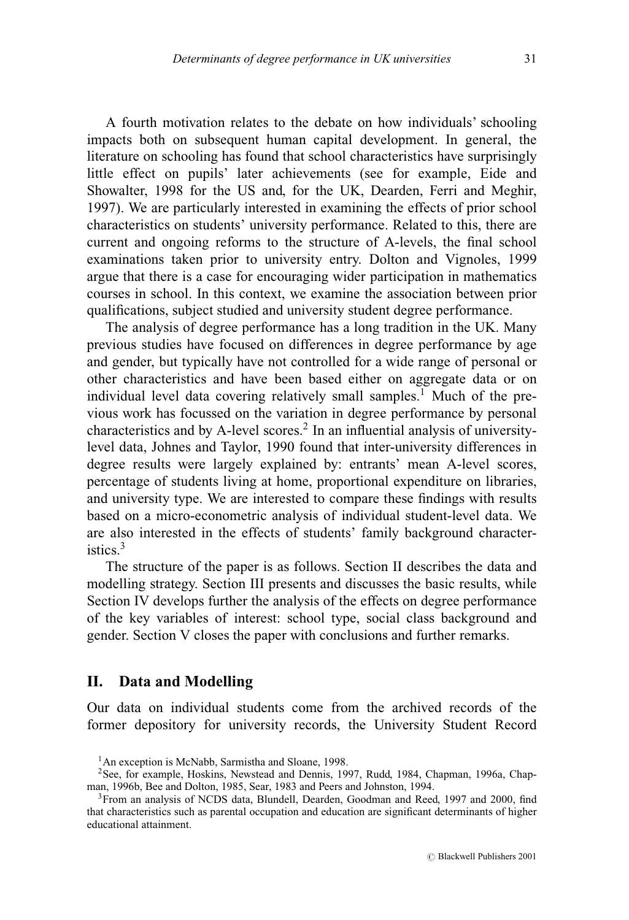A fourth motivation relates to the debate on how individuals' schooling impacts both on subsequent human capital development. In general, the literature on schooling has found that school characteristics have surprisingly little effect on pupils' later achievements (see for example, Eide and Showalter, 1998 for the US and, for the UK, Dearden, Ferri and Meghir, 1997). We are particularly interested in examining the effects of prior school characteristics on students' university performance. Related to this, there are current and ongoing reforms to the structure of A-levels, the final school examinations taken prior to university entry. Dolton and Vignoles, 1999 argue that there is a case for encouraging wider participation in mathematics courses in school. In this context, we examine the association between prior qualifications, subject studied and university student degree performance.

The analysis of degree performance has a long tradition in the UK. Many previous studies have focused on differences in degree performance by age and gender, but typically have not controlled for a wide range of personal or other characteristics and have been based either on aggregate data or on individual level data covering relatively small samples.[1] Much of the previous work has focussed on the variation in degree performance by personal characteristics and by A-level scores.[2] In an influential analysis of university-level data, Johnes and Taylor, 1990 found that inter-university differences in degree results were largely explained by: entrants' mean A-level scores, percentage of students living at home, proportional expenditure on libraries, and university type. We are interested to compare these findings with results based on a micro-econometric analysis of individual student-level data. We are also interested in the effects of students' family background characteristics.[3]

The structure of the paper is as follows. Section II describes the data and modelling strategy. Section III presents and discusses the basic results, while Section IV develops further the analysis of the effects on degree performance of the key variables of interest: school type, social class background and gender. Section V closes the paper with conclusions and further remarks.

## II. Data and Modelling

Our data on individual students come from the archived records of the former depository for university records, the University Student Record

[1] An exception is McNabb, Sarmistha and Sloane, 1998.

[2] See, for example, Hoskins, Newstead and Dennis, 1997, Rudd, 1984, Chapman, 1996a, Chapman, 1996b, Bee and Dolton, 1985, Sear, 1983 and Peers and Johnston, 1994.

[3] From an analysis of NCDS data, Blundell, Dearden, Goodman and Reed, 1997 and 2000, find that characteristics such as parental occupation and education are significant determinants of higher educational attainment.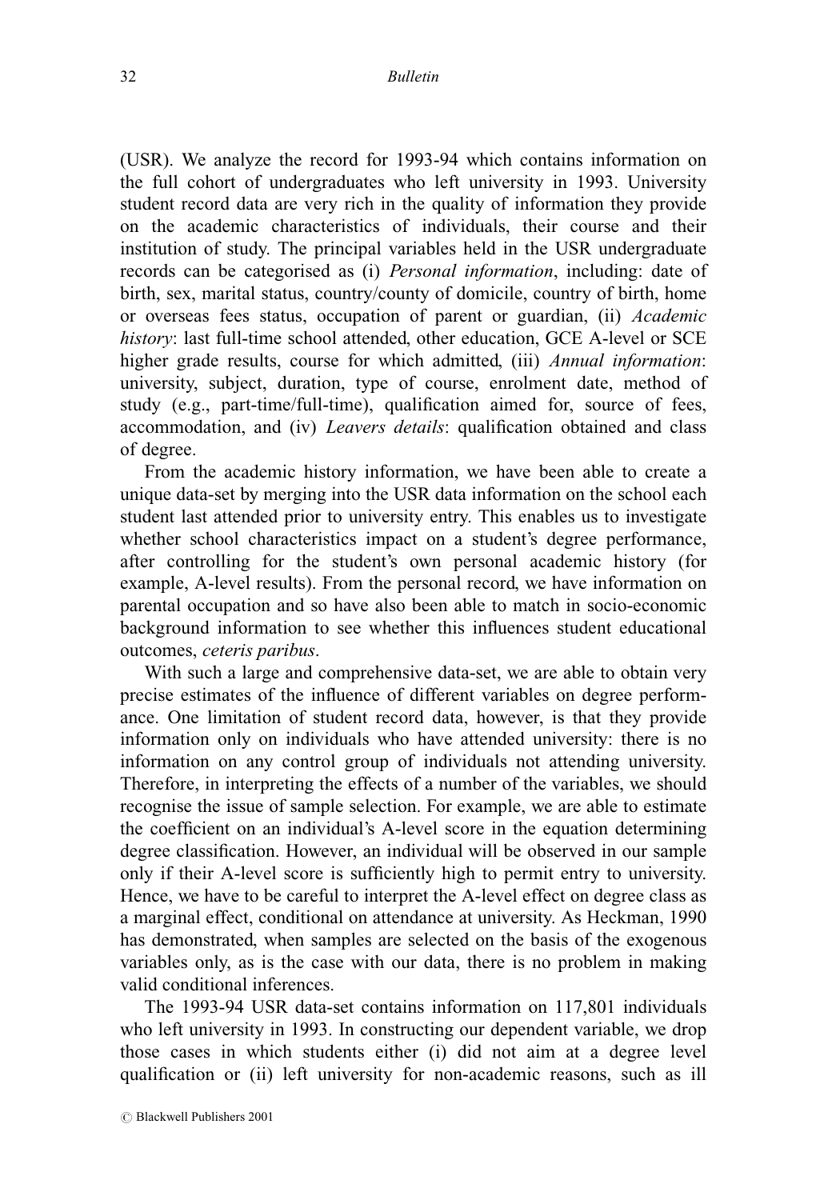(USR). We analyze the record for 1993-94 which contains information on the full cohort of undergraduates who left university in 1993. University student record data are very rich in the quality of information they provide on the academic characteristics of individuals, their course and their institution of study. The principal variables held in the USR undergraduate records can be categorised as (i) *Personal information*, including: date of birth, sex, marital status, country/county of domicile, country of birth, home or overseas fees status, occupation of parent or guardian, (ii) *Academic history*: last full-time school attended, other education, GCE A-level or SCE higher grade results, course for which admitted, (iii) *Annual information*: university, subject, duration, type of course, enrolment date, method of study (e.g., part-time/full-time), qualification aimed for, source of fees, accommodation, and (iv) *Leavers details*: qualification obtained and class of degree.

From the academic history information, we have been able to create a unique data-set by merging into the USR data information on the school each student last attended prior to university entry. This enables us to investigate whether school characteristics impact on a student's degree performance, after controlling for the student's own personal academic history (for example, A-level results). From the personal record, we have information on parental occupation and so have also been able to match in socio-economic background information to see whether this influences student educational outcomes, *ceteris paribus*.

With such a large and comprehensive data-set, we are able to obtain very precise estimates of the influence of different variables on degree performance. One limitation of student record data, however, is that they provide information only on individuals who have attended university: there is no information on any control group of individuals not attending university. Therefore, in interpreting the effects of a number of the variables, we should recognise the issue of sample selection. For example, we are able to estimate the coefficient on an individual's A-level score in the equation determining degree classification. However, an individual will be observed in our sample only if their A-level score is sufficiently high to permit entry to university. Hence, we have to be careful to interpret the A-level effect on degree class as a marginal effect, conditional on attendance at university. As Heckman, 1990 has demonstrated, when samples are selected on the basis of the exogenous variables only, as is the case with our data, there is no problem in making valid conditional inferences.

The 1993-94 USR data-set contains information on 117,801 individuals who left university in 1993. In constructing our dependent variable, we drop those cases in which students either (i) did not aim at a degree level qualification or (ii) left university for non-academic reasons, such as ill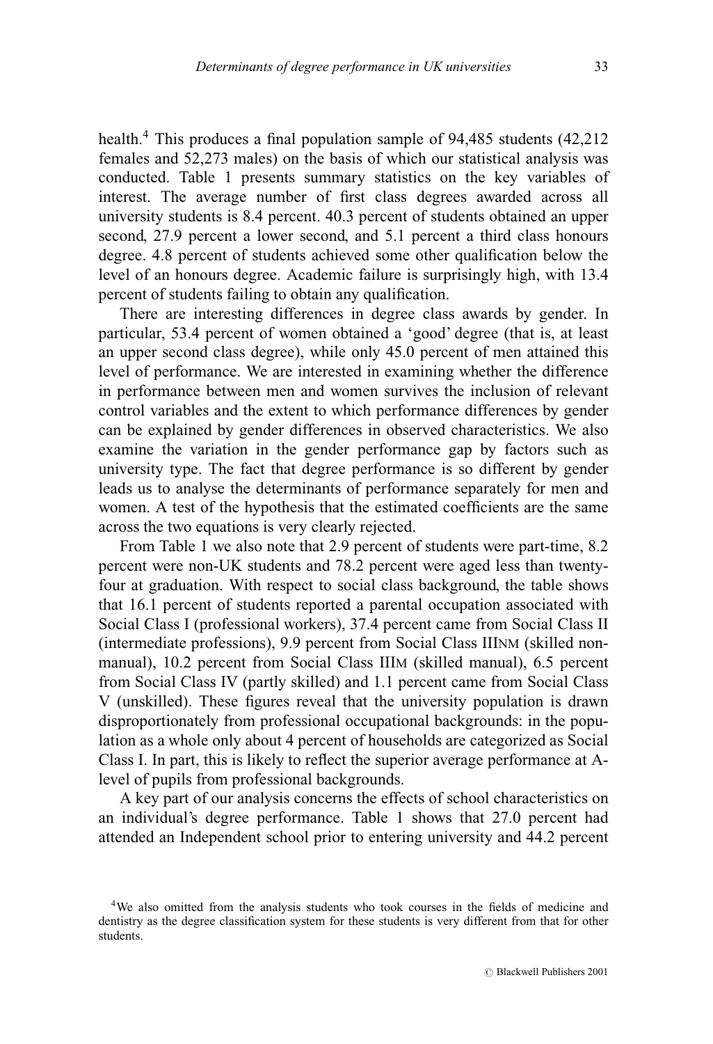health.[4] This produces a final population sample of 94,485 students (42,212 females and 52,273 males) on the basis of which our statistical analysis was conducted. Table 1 presents summary statistics on the key variables of interest. The average number of first class degrees awarded across all university students is 8.4 percent. 40.3 percent of students obtained an upper second, 27.9 percent a lower second, and 5.1 percent a third class honours degree. 4.8 percent of students achieved some other qualification below the level of an honours degree. Academic failure is surprisingly high, with 13.4 percent of students failing to obtain any qualification.

There are interesting differences in degree class awards by gender. In particular, 53.4 percent of women obtained a 'good' degree (that is, at least an upper second class degree), while only 45.0 percent of men attained this level of performance. We are interested in examining whether the difference in performance between men and women survives the inclusion of relevant control variables and the extent to which performance differences by gender can be explained by gender differences in observed characteristics. We also examine the variation in the gender performance gap by factors such as university type. The fact that degree performance is so different by gender leads us to analyse the determinants of performance separately for men and women. A test of the hypothesis that the estimated coefficients are the same across the two equations is very clearly rejected.

From Table 1 we also note that 2.9 percent of students were part-time, 8.2 percent were non-UK students and 78.2 percent were aged less than twenty-four at graduation. With respect to social class background, the table shows that 16.1 percent of students reported a parental occupation associated with Social Class I (professional workers), 37.4 percent came from Social Class II (intermediate professions), 9.9 percent from Social Class IIINM (skilled non-manual), 10.2 percent from Social Class IIIM (skilled manual), 6.5 percent from Social Class IV (partly skilled) and 1.1 percent came from Social Class V (unskilled). These figures reveal that the university population is drawn disproportionately from professional occupational backgrounds: in the population as a whole only about 4 percent of households are categorized as Social Class I. In part, this is likely to reflect the superior average performance at A-level of pupils from professional backgrounds.

A key part of our analysis concerns the effects of school characteristics on an individual's degree performance. Table 1 shows that 27.0 percent had attended an Independent school prior to entering university and 44.2 percent

[4] We also omitted from the analysis students who took courses in the fields of medicine and dentistry as the degree classification system for these students is very different from that for other students.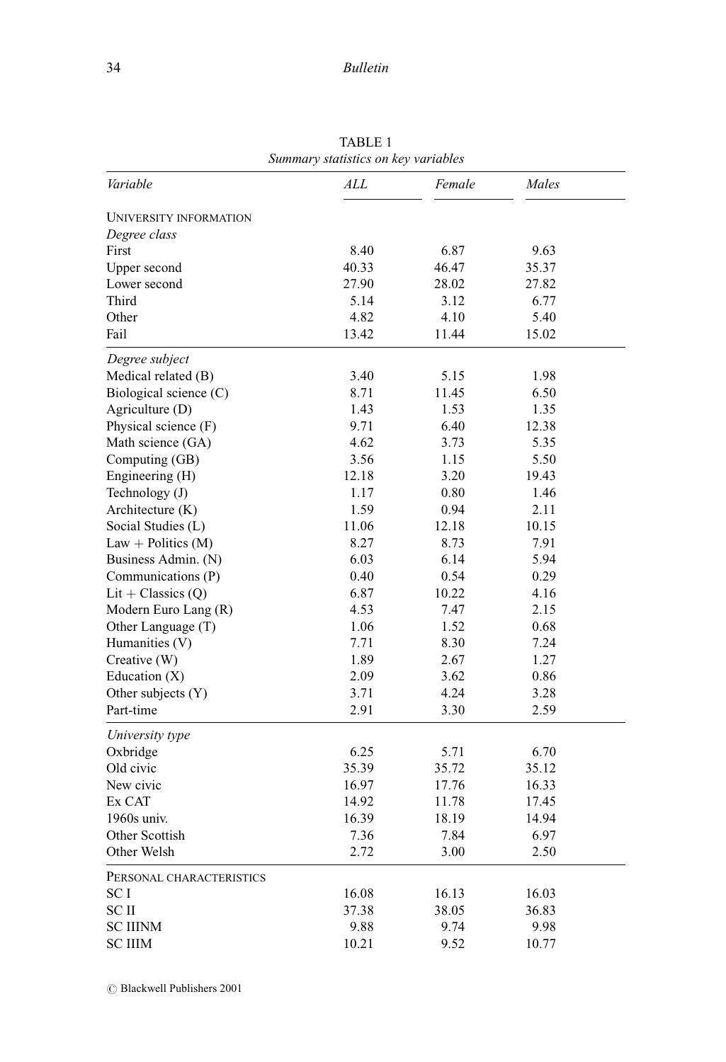TABLE 1
*Summary statistics on key variables*

| *Variable* | *ALL* | *Female* | *Males* |
|---|---|---|---|
| UNIVERSITY INFORMATION | | | |
| *Degree class* | | | |
| First | 8.40 | 6.87 | 9.63 |
| Upper second | 40.33 | 46.47 | 35.37 |
| Lower second | 27.90 | 28.02 | 27.82 |
| Third | 5.14 | 3.12 | 6.77 |
| Other | 4.82 | 4.10 | 5.40 |
| Fail | 13.42 | 11.44 | 15.02 |
| *Degree subject* | | | |
| Medical related (B) | 3.40 | 5.15 | 1.98 |
| Biological science (C) | 8.71 | 11.45 | 6.50 |
| Agriculture (D) | 1.43 | 1.53 | 1.35 |
| Physical science (F) | 9.71 | 6.40 | 12.38 |
| Math science (GA) | 4.62 | 3.73 | 5.35 |
| Computing (GB) | 3.56 | 1.15 | 5.50 |
| Engineering (H) | 12.18 | 3.20 | 19.43 |
| Technology (J) | 1.17 | 0.80 | 1.46 |
| Architecture (K) | 1.59 | 0.94 | 2.11 |
| Social Studies (L) | 11.06 | 12.18 | 10.15 |
| Law + Politics (M) | 8.27 | 8.73 | 7.91 |
| Business Admin. (N) | 6.03 | 6.14 | 5.94 |
| Communications (P) | 0.40 | 0.54 | 0.29 |
| Lit + Classics (Q) | 6.87 | 10.22 | 4.16 |
| Modern Euro Lang (R) | 4.53 | 7.47 | 2.15 |
| Other Language (T) | 1.06 | 1.52 | 0.68 |
| Humanities (V) | 7.71 | 8.30 | 7.24 |
| Creative (W) | 1.89 | 2.67 | 1.27 |
| Education (X) | 2.09 | 3.62 | 0.86 |
| Other subjects (Y) | 3.71 | 4.24 | 3.28 |
| Part-time | 2.91 | 3.30 | 2.59 |
| *University type* | | | |
| Oxbridge | 6.25 | 5.71 | 6.70 |
| Old civic | 35.39 | 35.72 | 35.12 |
| New civic | 16.97 | 17.76 | 16.33 |
| Ex CAT | 14.92 | 11.78 | 17.45 |
| 1960s univ. | 16.39 | 18.19 | 14.94 |
| Other Scottish | 7.36 | 7.84 | 6.97 |
| Other Welsh | 2.72 | 3.00 | 2.50 |
| PERSONAL CHARACTERISTICS | | | |
| SC I | 16.08 | 16.13 | 16.03 |
| SC II | 37.38 | 38.05 | 36.83 |
| SC IIINM | 9.88 | 9.74 | 9.98 |
| SC IIIM | 10.21 | 9.52 | 10.77 |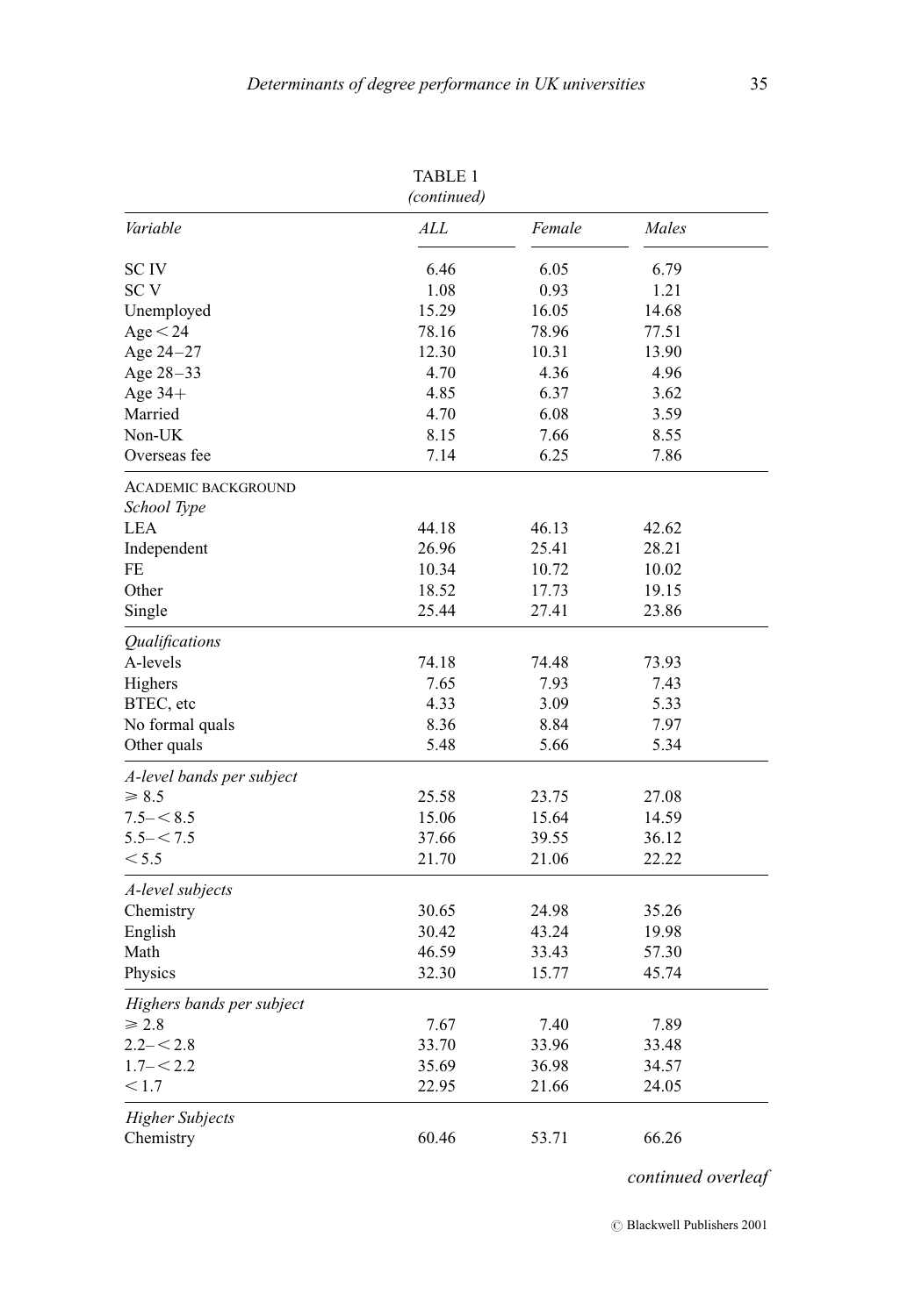TABLE 1
*(continued)*

| Variable | ALL | Female | Males |
|---|---|---|---|
| SC IV | 6.46 | 6.05 | 6.79 |
| SC V | 1.08 | 0.93 | 1.21 |
| Unemployed | 15.29 | 16.05 | 14.68 |
| Age < 24 | 78.16 | 78.96 | 77.51 |
| Age 24–27 | 12.30 | 10.31 | 13.90 |
| Age 28–33 | 4.70 | 4.36 | 4.96 |
| Age 34+ | 4.85 | 6.37 | 3.62 |
| Married | 4.70 | 6.08 | 3.59 |
| Non-UK | 8.15 | 7.66 | 8.55 |
| Overseas fee | 7.14 | 6.25 | 7.86 |
| ACADEMIC BACKGROUND | | | |
| *School Type* | | | |
| LEA | 44.18 | 46.13 | 42.62 |
| Independent | 26.96 | 25.41 | 28.21 |
| FE | 10.34 | 10.72 | 10.02 |
| Other | 18.52 | 17.73 | 19.15 |
| Single | 25.44 | 27.41 | 23.86 |
| *Qualifications* | | | |
| A-levels | 74.18 | 74.48 | 73.93 |
| Highers | 7.65 | 7.93 | 7.43 |
| BTEC, etc | 4.33 | 3.09 | 5.33 |
| No formal quals | 8.36 | 8.84 | 7.97 |
| Other quals | 5.48 | 5.66 | 5.34 |
| *A-level bands per subject* | | | |
| ⩾ 8.5 | 25.58 | 23.75 | 27.08 |
| 7.5– < 8.5 | 15.06 | 15.64 | 14.59 |
| 5.5– < 7.5 | 37.66 | 39.55 | 36.12 |
| < 5.5 | 21.70 | 21.06 | 22.22 |
| *A-level subjects* | | | |
| Chemistry | 30.65 | 24.98 | 35.26 |
| English | 30.42 | 43.24 | 19.98 |
| Math | 46.59 | 33.43 | 57.30 |
| Physics | 32.30 | 15.77 | 45.74 |
| *Highers bands per subject* | | | |
| ⩾ 2.8 | 7.67 | 7.40 | 7.89 |
| 2.2– < 2.8 | 33.70 | 33.96 | 33.48 |
| 1.7– < 2.2 | 35.69 | 36.98 | 34.57 |
| < 1.7 | 22.95 | 21.66 | 24.05 |
| *Higher Subjects* | | | |
| Chemistry | 60.46 | 53.71 | 66.26 |

*continued overleaf*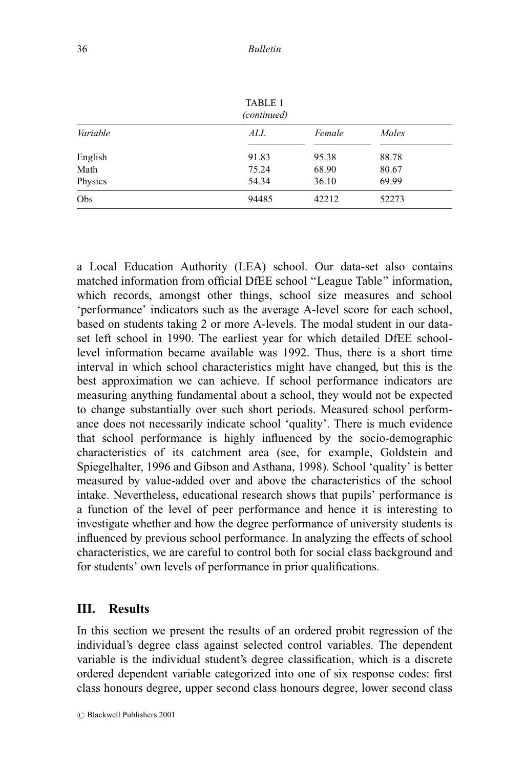TABLE 1
*(continued)*

| *Variable* | *ALL* | *Female* | *Males* |
|---|---|---|---|
| English | 91.83 | 95.38 | 88.78 |
| Math | 75.24 | 68.90 | 80.67 |
| Physics | 54.34 | 36.10 | 69.99 |
| Obs | 94485 | 42212 | 52273 |

a Local Education Authority (LEA) school. Our data-set also contains matched information from official DfEE school "League Table" information, which records, amongst other things, school size measures and school 'performance' indicators such as the average A-level score for each school, based on students taking 2 or more A-levels. The modal student in our data-set left school in 1990. The earliest year for which detailed DfEE school-level information became available was 1992. Thus, there is a short time interval in which school characteristics might have changed, but this is the best approximation we can achieve. If school performance indicators are measuring anything fundamental about a school, they would not be expected to change substantially over such short periods. Measured school performance does not necessarily indicate school 'quality'. There is much evidence that school performance is highly influenced by the socio-demographic characteristics of its catchment area (see, for example, Goldstein and Spiegelhalter, 1996 and Gibson and Asthana, 1998). School 'quality' is better measured by value-added over and above the characteristics of the school intake. Nevertheless, educational research shows that pupils' performance is a function of the level of peer performance and hence it is interesting to investigate whether and how the degree performance of university students is influenced by previous school performance. In analyzing the effects of school characteristics, we are careful to control both for social class background and for students' own levels of performance in prior qualifications.

## III. Results

In this section we present the results of an ordered probit regression of the individual's degree class against selected control variables. The dependent variable is the individual student's degree classification, which is a discrete ordered dependent variable categorized into one of six response codes: first class honours degree, upper second class honours degree, lower second class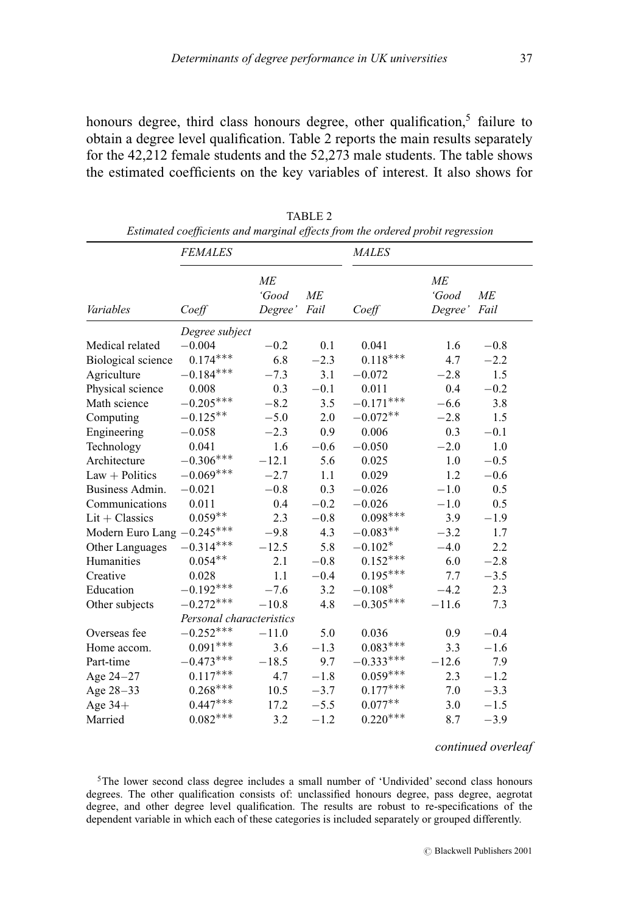honours degree, third class honours degree, other qualification,[5] failure to obtain a degree level qualification. Table 2 reports the main results separately for the 42,212 female students and the 52,273 male students. The table shows the estimated coefficients on the key variables of interest. It also shows for

TABLE 2
*Estimated coefficients and marginal effects from the ordered probit regression*

| | *FEMALES* | | | *MALES* | | |
|---|---|---|---|---|---|---|
| *Variables* | *Coeff* | *ME 'Good Degree'* | *ME Fail* | *Coeff* | *ME 'Good Degree'* | *ME Fail* |
| | *Degree subject* | | | | | |
| Medical related | −0.004 | −0.2 | 0.1 | 0.041 | 1.6 | −0.8 |
| Biological science | 0.174*** | 6.8 | −2.3 | 0.118*** | 4.7 | −2.2 |
| Agriculture | −0.184*** | −7.3 | 3.1 | −0.072 | −2.8 | 1.5 |
| Physical science | 0.008 | 0.3 | −0.1 | 0.011 | 0.4 | −0.2 |
| Math science | −0.205*** | −8.2 | 3.5 | −0.171*** | −6.6 | 3.8 |
| Computing | −0.125** | −5.0 | 2.0 | −0.072** | −2.8 | 1.5 |
| Engineering | −0.058 | −2.3 | 0.9 | 0.006 | 0.3 | −0.1 |
| Technology | 0.041 | 1.6 | −0.6 | −0.050 | −2.0 | 1.0 |
| Architecture | −0.306*** | −12.1 | 5.6 | 0.025 | 1.0 | −0.5 |
| Law + Politics | −0.069*** | −2.7 | 1.1 | 0.029 | 1.2 | −0.6 |
| Business Admin. | −0.021 | −0.8 | 0.3 | −0.026 | −1.0 | 0.5 |
| Communications | 0.011 | 0.4 | −0.2 | −0.026 | −1.0 | 0.5 |
| Lit + Classics | 0.059** | 2.3 | −0.8 | 0.098*** | 3.9 | −1.9 |
| Modern Euro Lang | −0.245*** | −9.8 | 4.3 | −0.083** | −3.2 | 1.7 |
| Other Languages | −0.314*** | −12.5 | 5.8 | −0.102* | −4.0 | 2.2 |
| Humanities | 0.054** | 2.1 | −0.8 | 0.152*** | 6.0 | −2.8 |
| Creative | 0.028 | 1.1 | −0.4 | 0.195*** | 7.7 | −3.5 |
| Education | −0.192*** | −7.6 | 3.2 | −0.108* | −4.2 | 2.3 |
| Other subjects | −0.272*** | −10.8 | 4.8 | −0.305*** | −11.6 | 7.3 |
| | *Personal characteristics* | | | | | |
| Overseas fee | −0.252*** | −11.0 | 5.0 | 0.036 | 0.9 | −0.4 |
| Home accom. | 0.091*** | 3.6 | −1.3 | 0.083*** | 3.3 | −1.6 |
| Part-time | −0.473*** | −18.5 | 9.7 | −0.333*** | −12.6 | 7.9 |
| Age 24–27 | 0.117*** | 4.7 | −1.8 | 0.059*** | 2.3 | −1.2 |
| Age 28–33 | 0.268*** | 10.5 | −3.7 | 0.177*** | 7.0 | −3.3 |
| Age 34+ | 0.447*** | 17.2 | −5.5 | 0.077** | 3.0 | −1.5 |
| Married | 0.082*** | 3.2 | −1.2 | 0.220*** | 8.7 | −3.9 |

*continued overleaf*

[5]The lower second class degree includes a small number of 'Undivided' second class honours degrees. The other qualification consists of: unclassified honours degree, pass degree, aegrotat degree, and other degree level qualification. The results are robust to re-specifications of the dependent variable in which each of these categories is included separately or grouped differently.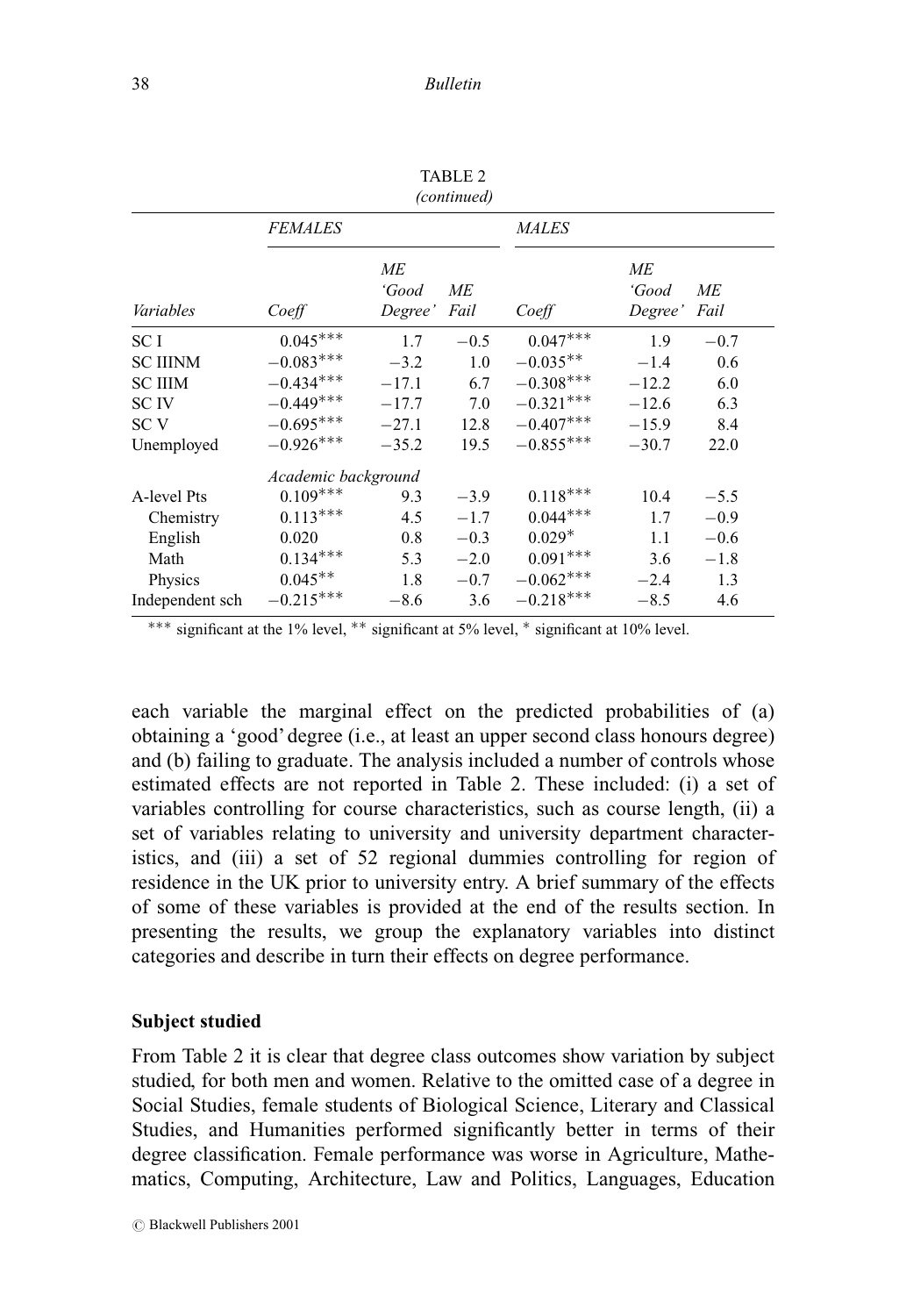TABLE 2
*(continued)*

| | *FEMALES* | | | *MALES* | | |
|---|---|---|---|---|---|---|
| *Variables* | *Coeff* | *ME 'Good Degree'* | *ME Fail* | *Coeff* | *ME 'Good Degree'* | *ME Fail* |
| SC I | 0.045*** | 1.7 | −0.5 | 0.047*** | 1.9 | −0.7 |
| SC IIINM | −0.083*** | −3.2 | 1.0 | −0.035** | −1.4 | 0.6 |
| SC IIIM | −0.434*** | −17.1 | 6.7 | −0.308*** | −12.2 | 6.0 |
| SC IV | −0.449*** | −17.7 | 7.0 | −0.321*** | −12.6 | 6.3 |
| SC V | −0.695*** | −27.1 | 12.8 | −0.407*** | −15.9 | 8.4 |
| Unemployed | −0.926*** | −35.2 | 19.5 | −0.855*** | −30.7 | 22.0 |
| | *Academic background* | | | | | |
| A-level Pts | 0.109*** | 9.3 | −3.9 | 0.118*** | 10.4 | −5.5 |
| Chemistry | 0.113*** | 4.5 | −1.7 | 0.044*** | 1.7 | −0.9 |
| English | 0.020 | 0.8 | −0.3 | 0.029* | 1.1 | −0.6 |
| Math | 0.134*** | 5.3 | −2.0 | 0.091*** | 3.6 | −1.8 |
| Physics | 0.045** | 1.8 | −0.7 | −0.062*** | −2.4 | 1.3 |
| Independent sch | −0.215*** | −8.6 | 3.6 | −0.218*** | −8.5 | 4.6 |

*** significant at the 1% level, ** significant at 5% level, * significant at 10% level.

each variable the marginal effect on the predicted probabilities of (a) obtaining a 'good' degree (i.e., at least an upper second class honours degree) and (b) failing to graduate. The analysis included a number of controls whose estimated effects are not reported in Table 2. These included: (i) a set of variables controlling for course characteristics, such as course length, (ii) a set of variables relating to university and university department characteristics, and (iii) a set of 52 regional dummies controlling for region of residence in the UK prior to university entry. A brief summary of the effects of some of these variables is provided at the end of the results section. In presenting the results, we group the explanatory variables into distinct categories and describe in turn their effects on degree performance.

### Subject studied

From Table 2 it is clear that degree class outcomes show variation by subject studied, for both men and women. Relative to the omitted case of a degree in Social Studies, female students of Biological Science, Literary and Classical Studies, and Humanities performed significantly better in terms of their degree classification. Female performance was worse in Agriculture, Mathematics, Computing, Architecture, Law and Politics, Languages, Education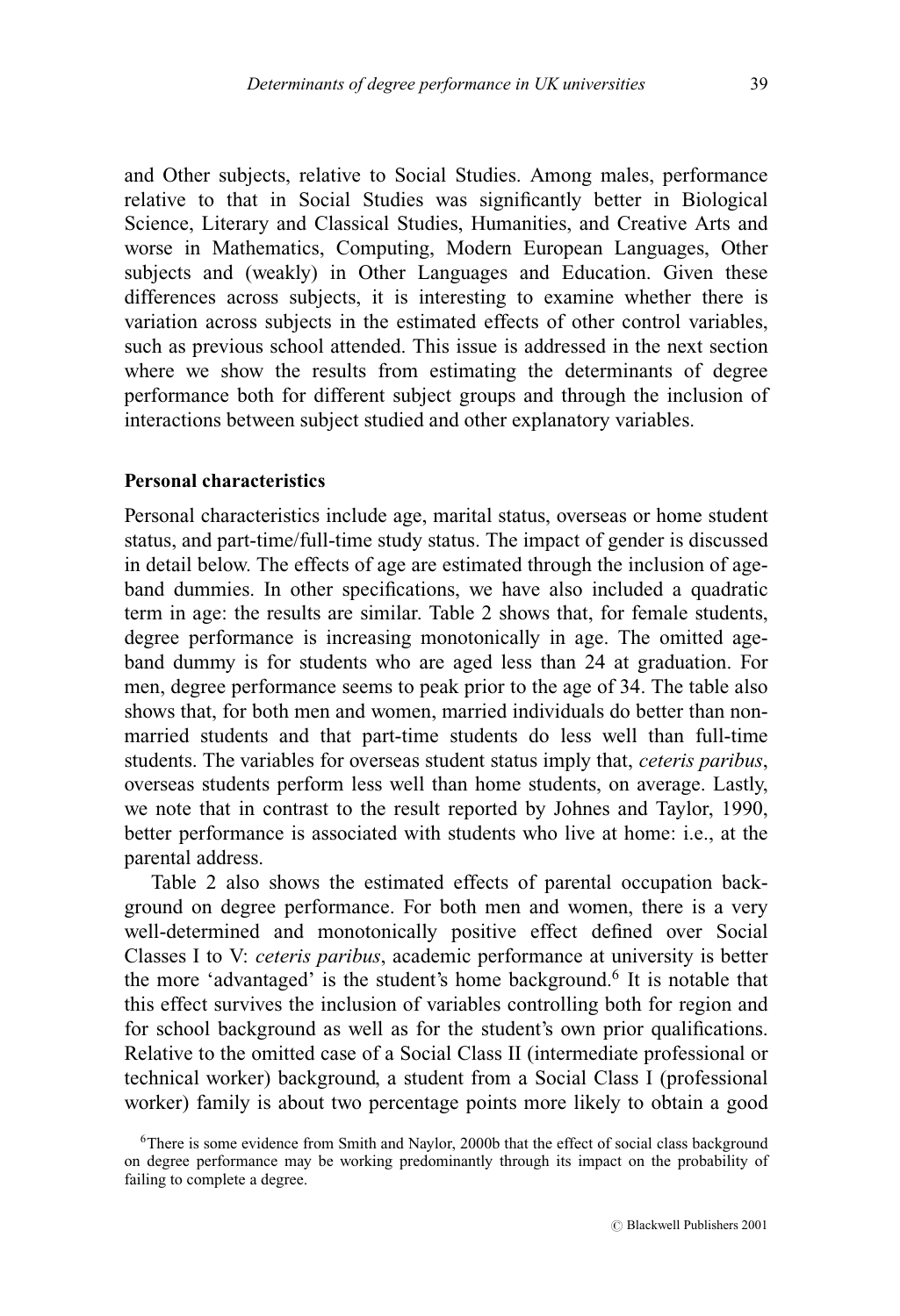and Other subjects, relative to Social Studies. Among males, performance relative to that in Social Studies was significantly better in Biological Science, Literary and Classical Studies, Humanities, and Creative Arts and worse in Mathematics, Computing, Modern European Languages, Other subjects and (weakly) in Other Languages and Education. Given these differences across subjects, it is interesting to examine whether there is variation across subjects in the estimated effects of other control variables, such as previous school attended. This issue is addressed in the next section where we show the results from estimating the determinants of degree performance both for different subject groups and through the inclusion of interactions between subject studied and other explanatory variables.

**Personal characteristics**

Personal characteristics include age, marital status, overseas or home student status, and part-time/full-time study status. The impact of gender is discussed in detail below. The effects of age are estimated through the inclusion of age-band dummies. In other specifications, we have also included a quadratic term in age: the results are similar. Table 2 shows that, for female students, degree performance is increasing monotonically in age. The omitted age-band dummy is for students who are aged less than 24 at graduation. For men, degree performance seems to peak prior to the age of 34. The table also shows that, for both men and women, married individuals do better than non-married students and that part-time students do less well than full-time students. The variables for overseas student status imply that, *ceteris paribus*, overseas students perform less well than home students, on average. Lastly, we note that in contrast to the result reported by Johnes and Taylor, 1990, better performance is associated with students who live at home: i.e., at the parental address.

Table 2 also shows the estimated effects of parental occupation background on degree performance. For both men and women, there is a very well-determined and monotonically positive effect defined over Social Classes I to V: *ceteris paribus*, academic performance at university is better the more 'advantaged' is the student's home background.[6] It is notable that this effect survives the inclusion of variables controlling both for region and for school background as well as for the student's own prior qualifications. Relative to the omitted case of a Social Class II (intermediate professional or technical worker) background, a student from a Social Class I (professional worker) family is about two percentage points more likely to obtain a good

[6] There is some evidence from Smith and Naylor, 2000b that the effect of social class background on degree performance may be working predominantly through its impact on the probability of failing to complete a degree.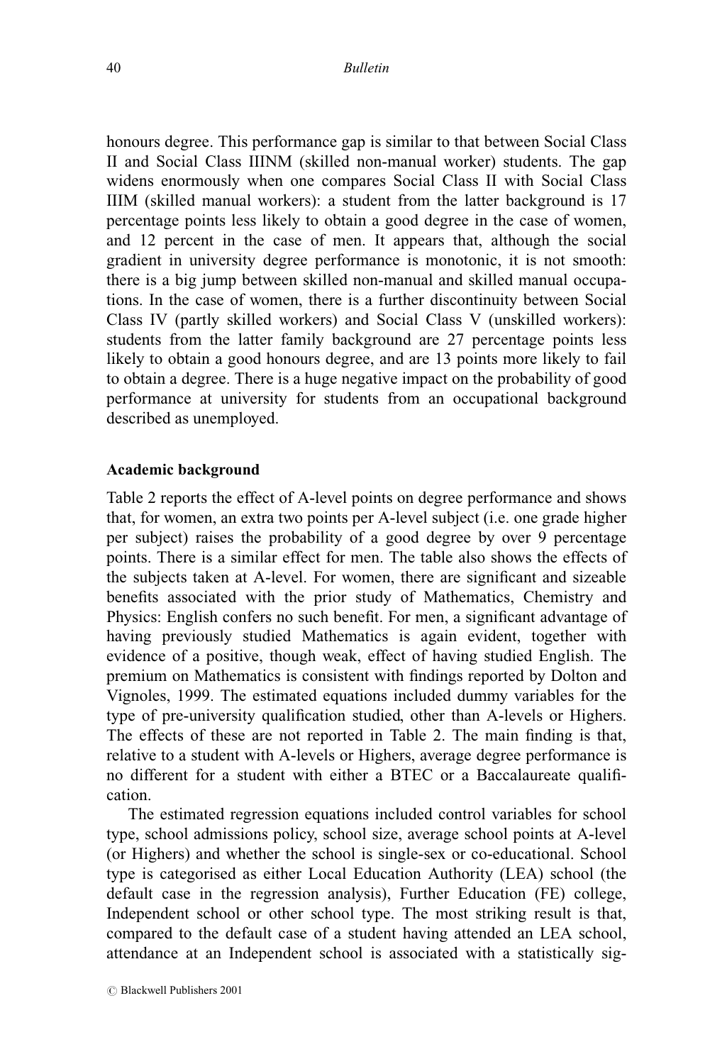honours degree. This performance gap is similar to that between Social Class II and Social Class IIINM (skilled non-manual worker) students. The gap widens enormously when one compares Social Class II with Social Class IIIM (skilled manual workers): a student from the latter background is 17 percentage points less likely to obtain a good degree in the case of women, and 12 percent in the case of men. It appears that, although the social gradient in university degree performance is monotonic, it is not smooth: there is a big jump between skilled non-manual and skilled manual occupations. In the case of women, there is a further discontinuity between Social Class IV (partly skilled workers) and Social Class V (unskilled workers): students from the latter family background are 27 percentage points less likely to obtain a good honours degree, and are 13 points more likely to fail to obtain a degree. There is a huge negative impact on the probability of good performance at university for students from an occupational background described as unemployed.

**Academic background**

Table 2 reports the effect of A-level points on degree performance and shows that, for women, an extra two points per A-level subject (i.e. one grade higher per subject) raises the probability of a good degree by over 9 percentage points. There is a similar effect for men. The table also shows the effects of the subjects taken at A-level. For women, there are significant and sizeable benefits associated with the prior study of Mathematics, Chemistry and Physics: English confers no such benefit. For men, a significant advantage of having previously studied Mathematics is again evident, together with evidence of a positive, though weak, effect of having studied English. The premium on Mathematics is consistent with findings reported by Dolton and Vignoles, 1999. The estimated equations included dummy variables for the type of pre-university qualification studied, other than A-levels or Highers. The effects of these are not reported in Table 2. The main finding is that, relative to a student with A-levels or Highers, average degree performance is no different for a student with either a BTEC or a Baccalaureate qualification.

The estimated regression equations included control variables for school type, school admissions policy, school size, average school points at A-level (or Highers) and whether the school is single-sex or co-educational. School type is categorised as either Local Education Authority (LEA) school (the default case in the regression analysis), Further Education (FE) college, Independent school or other school type. The most striking result is that, compared to the default case of a student having attended an LEA school, attendance at an Independent school is associated with a statistically sig-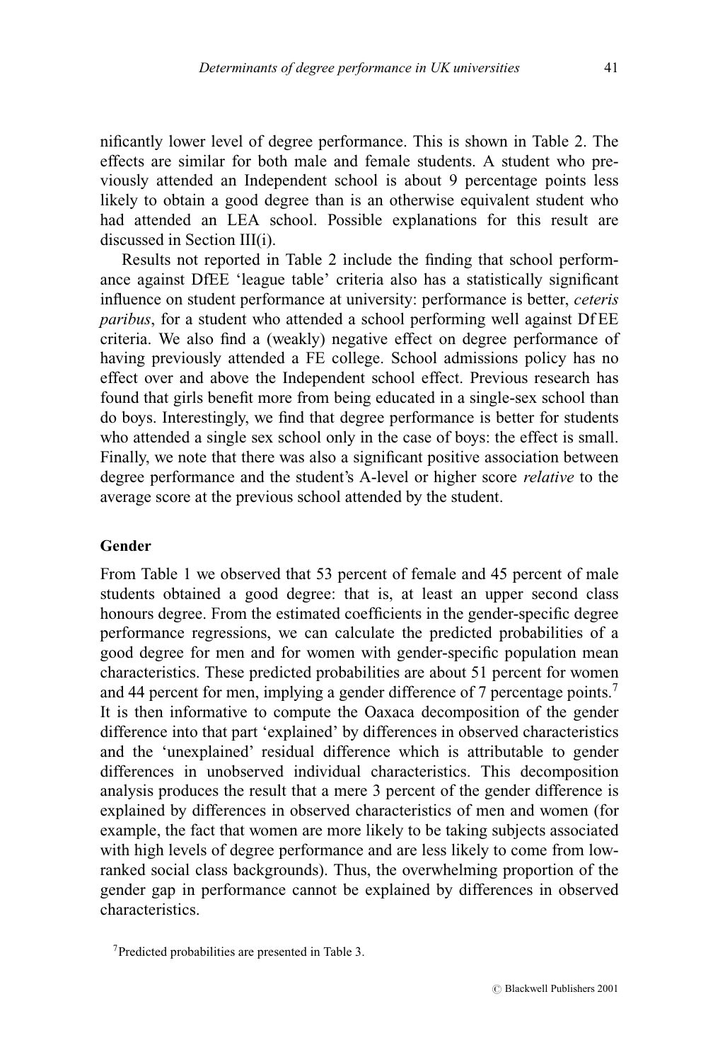nificantly lower level of degree performance. This is shown in Table 2. The effects are similar for both male and female students. A student who previously attended an Independent school is about 9 percentage points less likely to obtain a good degree than is an otherwise equivalent student who had attended an LEA school. Possible explanations for this result are discussed in Section III(i).

Results not reported in Table 2 include the finding that school performance against DfEE 'league table' criteria also has a statistically significant influence on student performance at university: performance is better, *ceteris paribus*, for a student who attended a school performing well against DfEE criteria. We also find a (weakly) negative effect on degree performance of having previously attended a FE college. School admissions policy has no effect over and above the Independent school effect. Previous research has found that girls benefit more from being educated in a single-sex school than do boys. Interestingly, we find that degree performance is better for students who attended a single sex school only in the case of boys: the effect is small. Finally, we note that there was also a significant positive association between degree performance and the student's A-level or higher score *relative* to the average score at the previous school attended by the student.

### Gender

From Table 1 we observed that 53 percent of female and 45 percent of male students obtained a good degree: that is, at least an upper second class honours degree. From the estimated coefficients in the gender-specific degree performance regressions, we can calculate the predicted probabilities of a good degree for men and for women with gender-specific population mean characteristics. These predicted probabilities are about 51 percent for women and 44 percent for men, implying a gender difference of 7 percentage points.[7] It is then informative to compute the Oaxaca decomposition of the gender difference into that part 'explained' by differences in observed characteristics and the 'unexplained' residual difference which is attributable to gender differences in unobserved individual characteristics. This decomposition analysis produces the result that a mere 3 percent of the gender difference is explained by differences in observed characteristics of men and women (for example, the fact that women are more likely to be taking subjects associated with high levels of degree performance and are less likely to come from low-ranked social class backgrounds). Thus, the overwhelming proportion of the gender gap in performance cannot be explained by differences in observed characteristics.

[7] Predicted probabilities are presented in Table 3.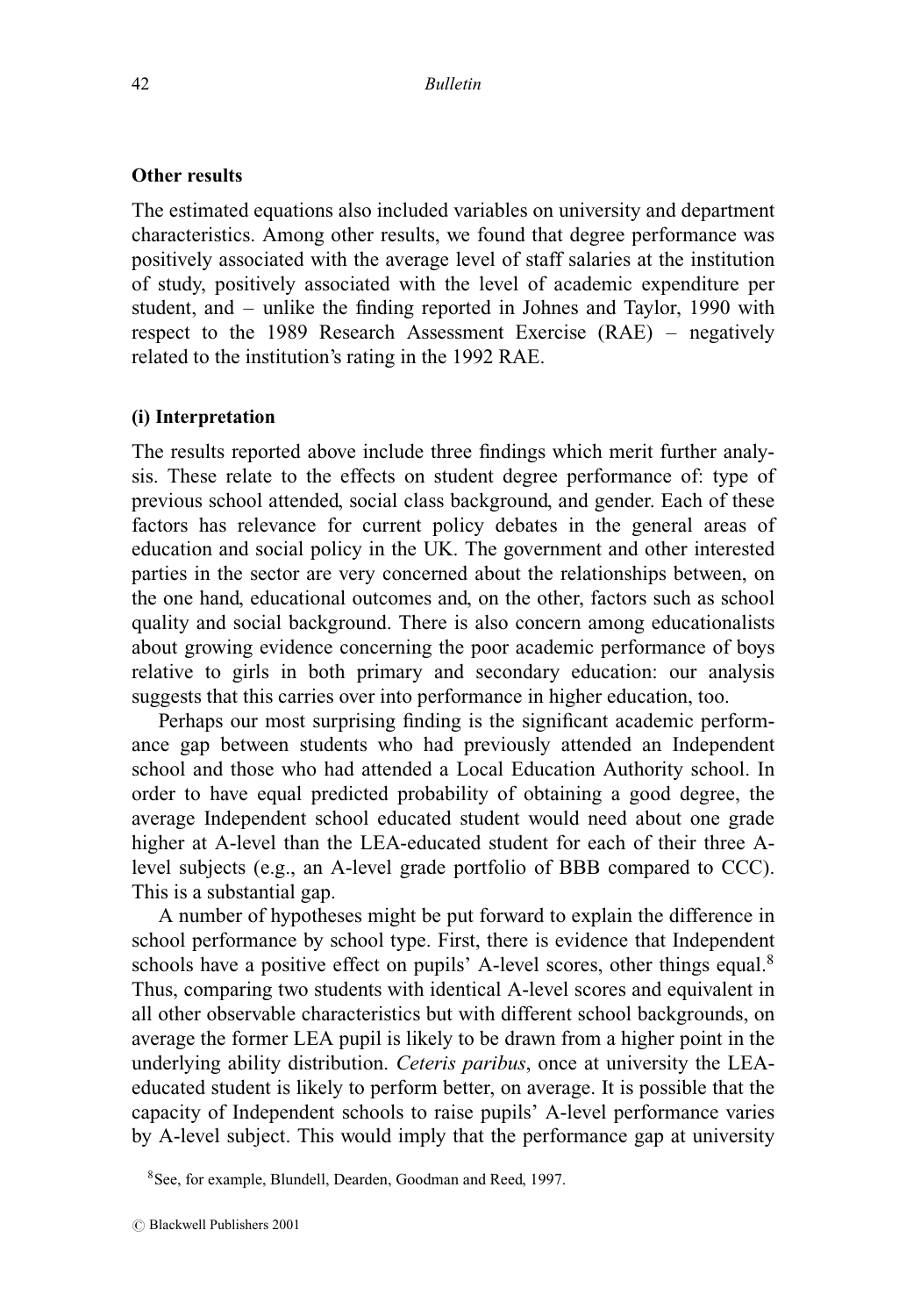**Other results**

The estimated equations also included variables on university and department characteristics. Among other results, we found that degree performance was positively associated with the average level of staff salaries at the institution of study, positively associated with the level of academic expenditure per student, and – unlike the finding reported in Johnes and Taylor, 1990 with respect to the 1989 Research Assessment Exercise (RAE) – negatively related to the institution's rating in the 1992 RAE.

**(i) Interpretation**

The results reported above include three findings which merit further analysis. These relate to the effects on student degree performance of: type of previous school attended, social class background, and gender. Each of these factors has relevance for current policy debates in the general areas of education and social policy in the UK. The government and other interested parties in the sector are very concerned about the relationships between, on the one hand, educational outcomes and, on the other, factors such as school quality and social background. There is also concern among educationalists about growing evidence concerning the poor academic performance of boys relative to girls in both primary and secondary education: our analysis suggests that this carries over into performance in higher education, too.

Perhaps our most surprising finding is the significant academic performance gap between students who had previously attended an Independent school and those who had attended a Local Education Authority school. In order to have equal predicted probability of obtaining a good degree, the average Independent school educated student would need about one grade higher at A-level than the LEA-educated student for each of their three A-level subjects (e.g., an A-level grade portfolio of BBB compared to CCC). This is a substantial gap.

A number of hypotheses might be put forward to explain the difference in school performance by school type. First, there is evidence that Independent schools have a positive effect on pupils' A-level scores, other things equal.[8] Thus, comparing two students with identical A-level scores and equivalent in all other observable characteristics but with different school backgrounds, on average the former LEA pupil is likely to be drawn from a higher point in the underlying ability distribution. *Ceteris paribus*, once at university the LEA-educated student is likely to perform better, on average. It is possible that the capacity of Independent schools to raise pupils' A-level performance varies by A-level subject. This would imply that the performance gap at university

[8] See, for example, Blundell, Dearden, Goodman and Reed, 1997.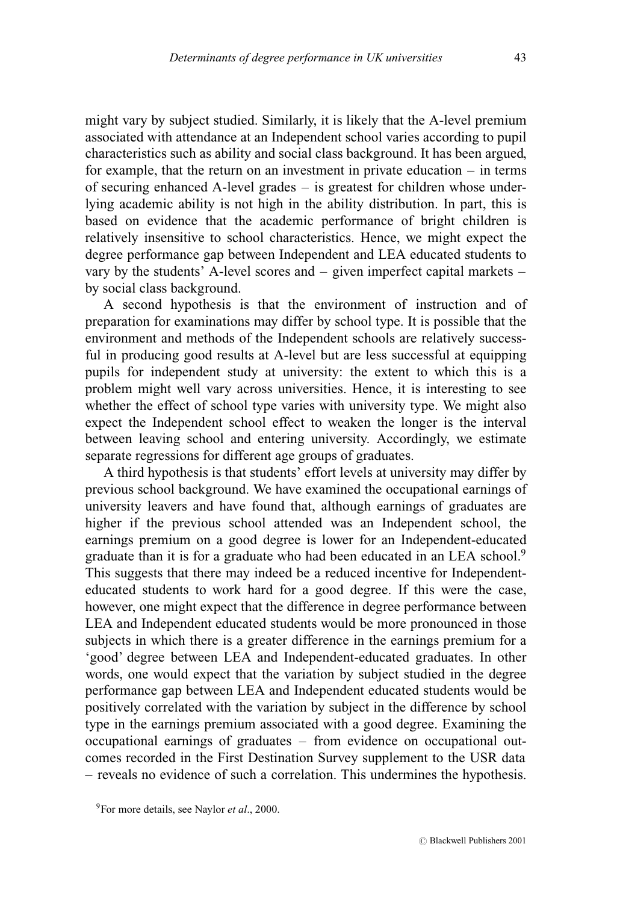might vary by subject studied. Similarly, it is likely that the A-level premium associated with attendance at an Independent school varies according to pupil characteristics such as ability and social class background. It has been argued, for example, that the return on an investment in private education – in terms of securing enhanced A-level grades – is greatest for children whose underlying academic ability is not high in the ability distribution. In part, this is based on evidence that the academic performance of bright children is relatively insensitive to school characteristics. Hence, we might expect the degree performance gap between Independent and LEA educated students to vary by the students' A-level scores and – given imperfect capital markets – by social class background.

A second hypothesis is that the environment of instruction and of preparation for examinations may differ by school type. It is possible that the environment and methods of the Independent schools are relatively successful in producing good results at A-level but are less successful at equipping pupils for independent study at university: the extent to which this is a problem might well vary across universities. Hence, it is interesting to see whether the effect of school type varies with university type. We might also expect the Independent school effect to weaken the longer is the interval between leaving school and entering university. Accordingly, we estimate separate regressions for different age groups of graduates.

A third hypothesis is that students' effort levels at university may differ by previous school background. We have examined the occupational earnings of university leavers and have found that, although earnings of graduates are higher if the previous school attended was an Independent school, the earnings premium on a good degree is lower for an Independent-educated graduate than it is for a graduate who had been educated in an LEA school.[9] This suggests that there may indeed be a reduced incentive for Independent-educated students to work hard for a good degree. If this were the case, however, one might expect that the difference in degree performance between LEA and Independent educated students would be more pronounced in those subjects in which there is a greater difference in the earnings premium for a 'good' degree between LEA and Independent-educated graduates. In other words, one would expect that the variation by subject studied in the degree performance gap between LEA and Independent educated students would be positively correlated with the variation by subject in the difference by school type in the earnings premium associated with a good degree. Examining the occupational earnings of graduates – from evidence on occupational outcomes recorded in the First Destination Survey supplement to the USR data – reveals no evidence of such a correlation. This undermines the hypothesis.

[9] For more details, see Naylor *et al*., 2000.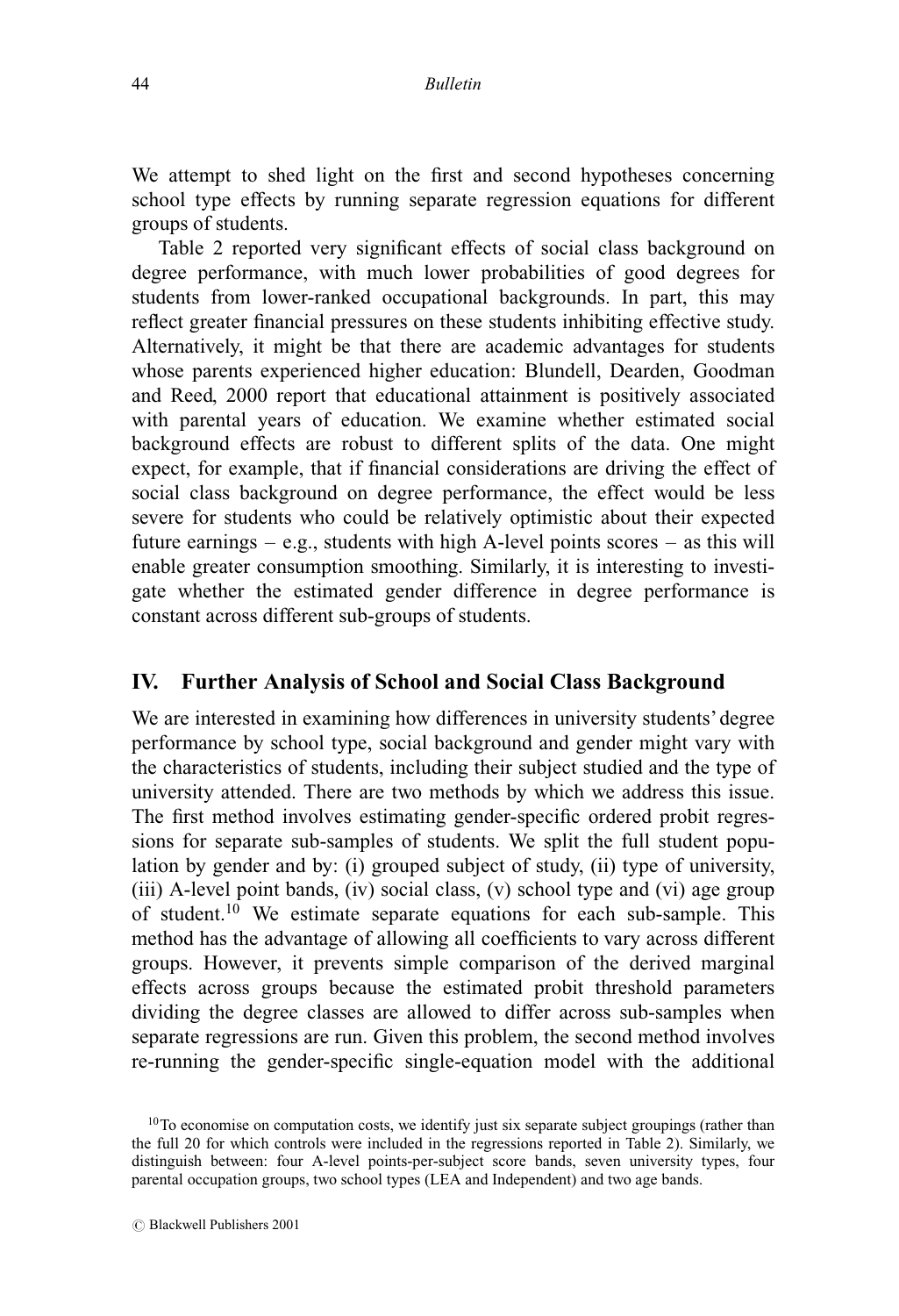We attempt to shed light on the first and second hypotheses concerning school type effects by running separate regression equations for different groups of students.

Table 2 reported very significant effects of social class background on degree performance, with much lower probabilities of good degrees for students from lower-ranked occupational backgrounds. In part, this may reflect greater financial pressures on these students inhibiting effective study. Alternatively, it might be that there are academic advantages for students whose parents experienced higher education: Blundell, Dearden, Goodman and Reed, 2000 report that educational attainment is positively associated with parental years of education. We examine whether estimated social background effects are robust to different splits of the data. One might expect, for example, that if financial considerations are driving the effect of social class background on degree performance, the effect would be less severe for students who could be relatively optimistic about their expected future earnings – e.g., students with high A-level points scores – as this will enable greater consumption smoothing. Similarly, it is interesting to investigate whether the estimated gender difference in degree performance is constant across different sub-groups of students.

## IV. Further Analysis of School and Social Class Background

We are interested in examining how differences in university students' degree performance by school type, social background and gender might vary with the characteristics of students, including their subject studied and the type of university attended. There are two methods by which we address this issue. The first method involves estimating gender-specific ordered probit regressions for separate sub-samples of students. We split the full student population by gender and by: (i) grouped subject of study, (ii) type of university, (iii) A-level point bands, (iv) social class, (v) school type and (vi) age group of student.[10] We estimate separate equations for each sub-sample. This method has the advantage of allowing all coefficients to vary across different groups. However, it prevents simple comparison of the derived marginal effects across groups because the estimated probit threshold parameters dividing the degree classes are allowed to differ across sub-samples when separate regressions are run. Given this problem, the second method involves re-running the gender-specific single-equation model with the additional

[10] To economise on computation costs, we identify just six separate subject groupings (rather than the full 20 for which controls were included in the regressions reported in Table 2). Similarly, we distinguish between: four A-level points-per-subject score bands, seven university types, four parental occupation groups, two school types (LEA and Independent) and two age bands.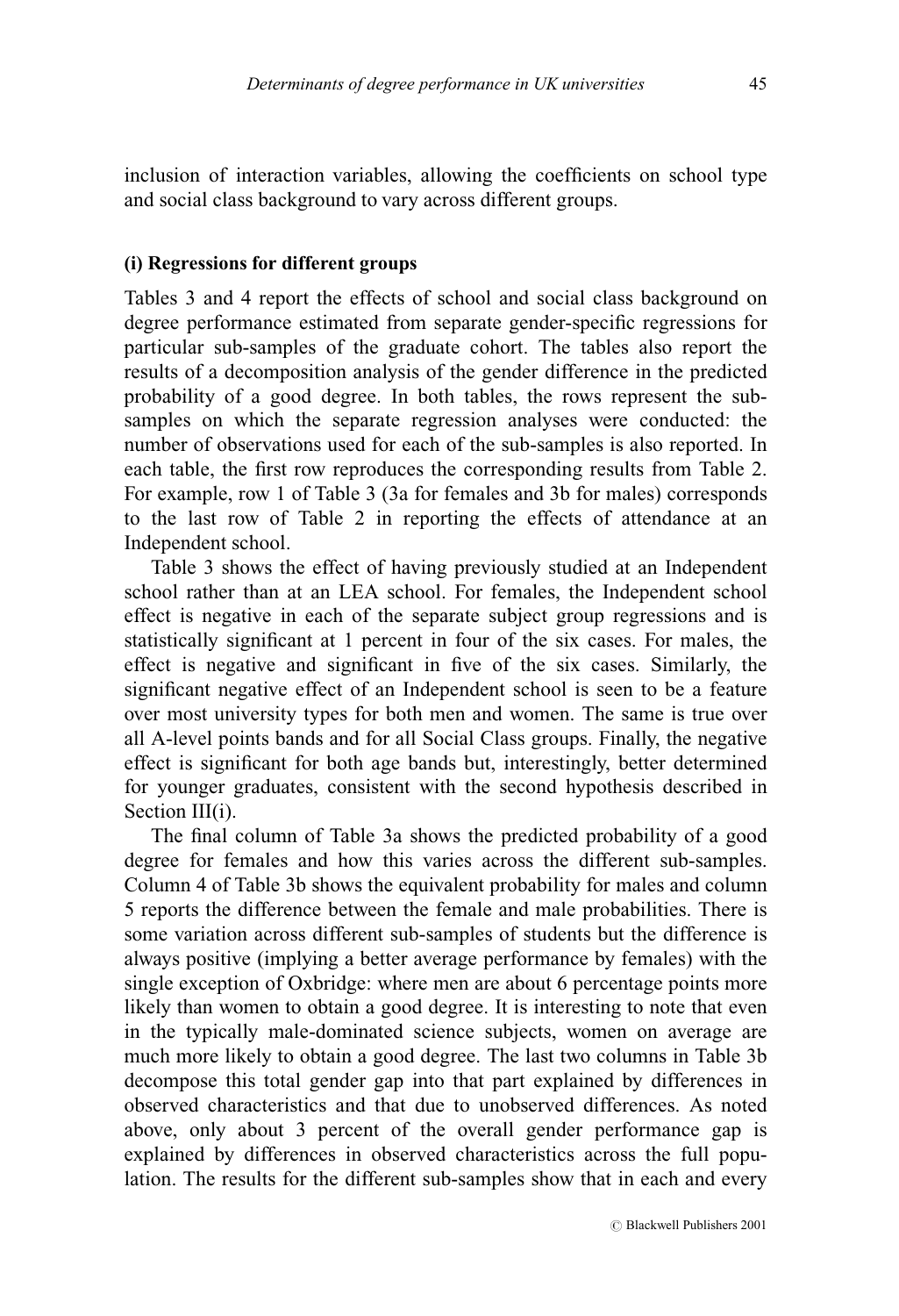inclusion of interaction variables, allowing the coefficients on school type and social class background to vary across different groups.

### (i) Regressions for different groups

Tables 3 and 4 report the effects of school and social class background on degree performance estimated from separate gender-specific regressions for particular sub-samples of the graduate cohort. The tables also report the results of a decomposition analysis of the gender difference in the predicted probability of a good degree. In both tables, the rows represent the sub-samples on which the separate regression analyses were conducted: the number of observations used for each of the sub-samples is also reported. In each table, the first row reproduces the corresponding results from Table 2. For example, row 1 of Table 3 (3a for females and 3b for males) corresponds to the last row of Table 2 in reporting the effects of attendance at an Independent school.

Table 3 shows the effect of having previously studied at an Independent school rather than at an LEA school. For females, the Independent school effect is negative in each of the separate subject group regressions and is statistically significant at 1 percent in four of the six cases. For males, the effect is negative and significant in five of the six cases. Similarly, the significant negative effect of an Independent school is seen to be a feature over most university types for both men and women. The same is true over all A-level points bands and for all Social Class groups. Finally, the negative effect is significant for both age bands but, interestingly, better determined for younger graduates, consistent with the second hypothesis described in Section III(i).

The final column of Table 3a shows the predicted probability of a good degree for females and how this varies across the different sub-samples. Column 4 of Table 3b shows the equivalent probability for males and column 5 reports the difference between the female and male probabilities. There is some variation across different sub-samples of students but the difference is always positive (implying a better average performance by females) with the single exception of Oxbridge: where men are about 6 percentage points more likely than women to obtain a good degree. It is interesting to note that even in the typically male-dominated science subjects, women on average are much more likely to obtain a good degree. The last two columns in Table 3b decompose this total gender gap into that part explained by differences in observed characteristics and that due to unobserved differences. As noted above, only about 3 percent of the overall gender performance gap is explained by differences in observed characteristics across the full population. The results for the different sub-samples show that in each and every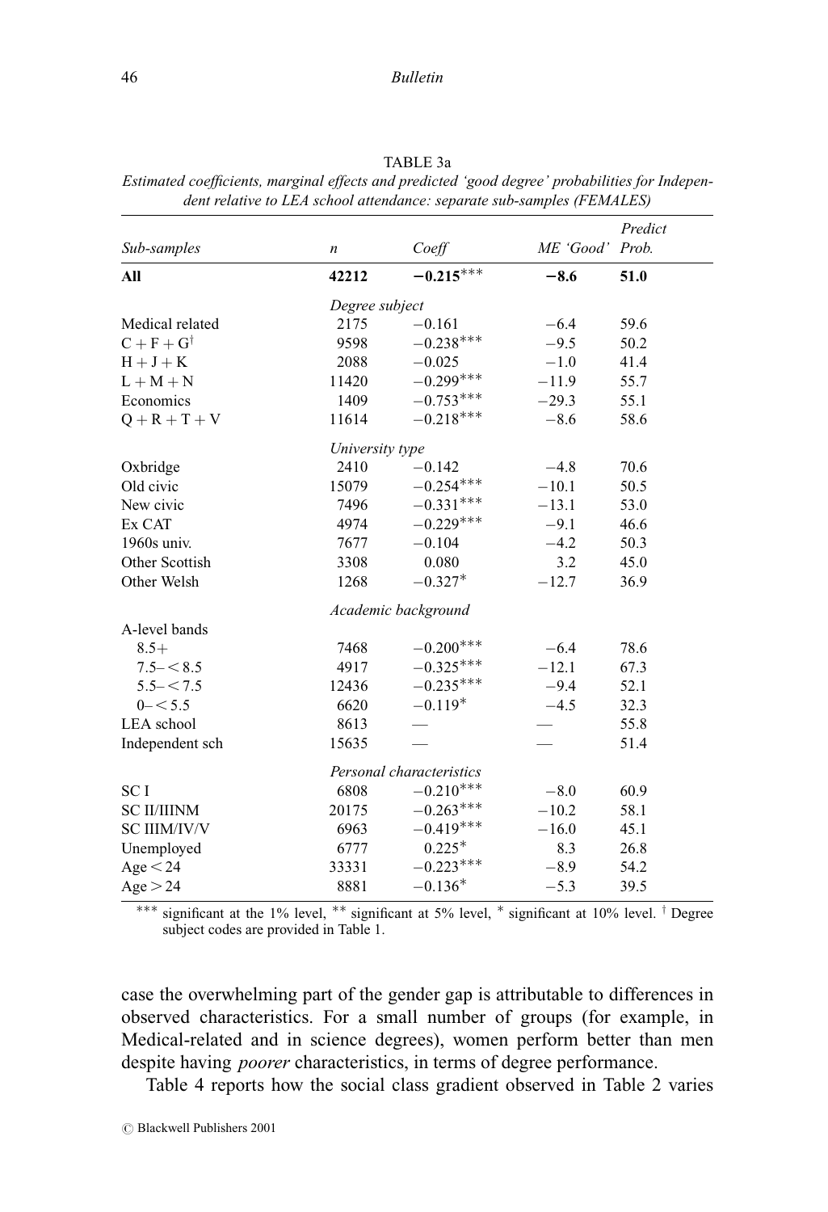TABLE 3a

*Estimated coefficients, marginal effects and predicted 'good degree' probabilities for Independent relative to LEA school attendance: separate sub-samples (FEMALES)*

| *Sub-samples* | *n* | *Coeff* | *ME 'Good'* | *Predict Prob.* |
|---|---|---|---|---|
| **All** | **42212** | **−0.215\*\*\*** | **−8.6** | **51.0** |
| | *Degree subject* | | | |
| Medical related | 2175 | −0.161 | −6.4 | 59.6 |
| C + F + G[†] | 9598 | −0.238\*\*\* | −9.5 | 50.2 |
| H + J + K | 2088 | −0.025 | −1.0 | 41.4 |
| L + M + N | 11420 | −0.299\*\*\* | −11.9 | 55.7 |
| Economics | 1409 | −0.753\*\*\* | −29.3 | 55.1 |
| Q + R + T + V | 11614 | −0.218\*\*\* | −8.6 | 58.6 |
| | *University type* | | | |
| Oxbridge | 2410 | −0.142 | −4.8 | 70.6 |
| Old civic | 15079 | −0.254\*\*\* | −10.1 | 50.5 |
| New civic | 7496 | −0.331\*\*\* | −13.1 | 53.0 |
| Ex CAT | 4974 | −0.229\*\*\* | −9.1 | 46.6 |
| 1960s univ. | 7677 | −0.104 | −4.2 | 50.3 |
| Other Scottish | 3308 | 0.080 | 3.2 | 45.0 |
| Other Welsh | 1268 | −0.327\* | −12.7 | 36.9 |
| | *Academic background* | | | |
| A-level bands | | | | |
| 8.5+ | 7468 | −0.200\*\*\* | −6.4 | 78.6 |
| 7.5– < 8.5 | 4917 | −0.325\*\*\* | −12.1 | 67.3 |
| 5.5– < 7.5 | 12436 | −0.235\*\*\* | −9.4 | 52.1 |
| 0– < 5.5 | 6620 | −0.119\* | −4.5 | 32.3 |
| LEA school | 8613 | — | — | 55.8 |
| Independent sch | 15635 | — | — | 51.4 |
| | *Personal characteristics* | | | |
| SC I | 6808 | −0.210\*\*\* | −8.0 | 60.9 |
| SC II/IIINM | 20175 | −0.263\*\*\* | −10.2 | 58.1 |
| SC IIIM/IV/V | 6963 | −0.419\*\*\* | −16.0 | 45.1 |
| Unemployed | 6777 | 0.225\* | 8.3 | 26.8 |
| Age < 24 | 33331 | −0.223\*\*\* | −8.9 | 54.2 |
| Age > 24 | 8881 | −0.136\* | −5.3 | 39.5 |

\*\*\* significant at the 1% level, \*\* significant at 5% level, \* significant at 10% level. † Degree subject codes are provided in Table 1.

case the overwhelming part of the gender gap is attributable to differences in observed characteristics. For a small number of groups (for example, in Medical-related and in science degrees), women perform better than men despite having *poorer* characteristics, in terms of degree performance.

Table 4 reports how the social class gradient observed in Table 2 varies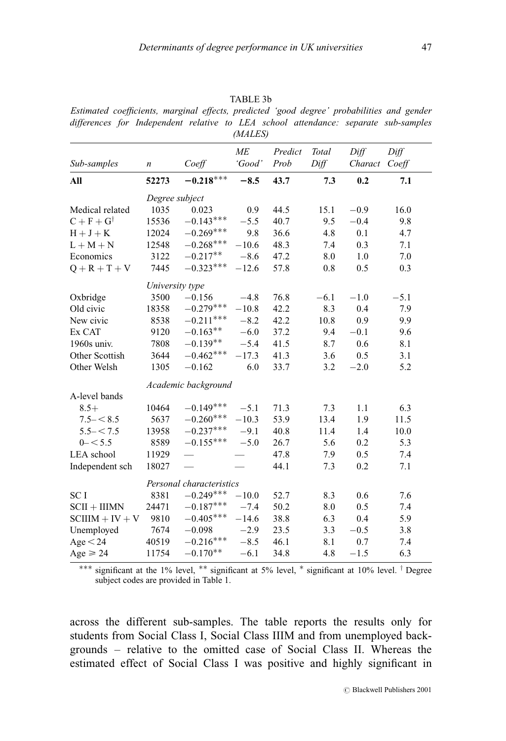TABLE 3b

*Estimated coefficients, marginal effects, predicted 'good degree' probabilities and gender differences for Independent relative to LEA school attendance: separate sub-samples (MALES)*

| Sub-samples | $n$ | Coeff | ME 'Good' | Predict Prob | Total Diff | Diff Charact | Diff Coeff |
|---|---|---|---|---|---|---|---|
| **All** | **52273** | **$-0.218^{***}$** | **$-8.5$** | **43.7** | **7.3** | **0.2** | **7.1** |
| *Degree subject* | | | | | | | |
| Medical related | 1035 | 0.023 | 0.9 | 44.5 | 15.1 | $-0.9$ | 16.0 |
| C + F + G[†] | 15536 | $-0.143^{***}$ | $-5.5$ | 40.7 | 9.5 | $-0.4$ | 9.8 |
| H + J + K | 12024 | $-0.269^{***}$ | 9.8 | 36.6 | 4.8 | 0.1 | 4.7 |
| L + M + N | 12548 | $-0.268^{***}$ | $-10.6$ | 48.3 | 7.4 | 0.3 | 7.1 |
| Economics | 3122 | $-0.217^{**}$ | $-8.6$ | 47.2 | 8.0 | 1.0 | 7.0 |
| Q + R + T + V | 7445 | $-0.323^{***}$ | $-12.6$ | 57.8 | 0.8 | 0.5 | 0.3 |
| *University type* | | | | | | | |
| Oxbridge | 3500 | $-0.156$ | $-4.8$ | 76.8 | $-6.1$ | $-1.0$ | $-5.1$ |
| Old civic | 18358 | $-0.279^{***}$ | $-10.8$ | 42.2 | 8.3 | 0.4 | 7.9 |
| New civic | 8538 | $-0.211^{***}$ | $-8.2$ | 42.2 | 10.8 | 0.9 | 9.9 |
| Ex CAT | 9120 | $-0.163^{**}$ | $-6.0$ | 37.2 | 9.4 | $-0.1$ | 9.6 |
| 1960s univ. | 7808 | $-0.139^{**}$ | $-5.4$ | 41.5 | 8.7 | 0.6 | 8.1 |
| Other Scottish | 3644 | $-0.462^{***}$ | $-17.3$ | 41.3 | 3.6 | 0.5 | 3.1 |
| Other Welsh | 1305 | $-0.162$ | 6.0 | 33.7 | 3.2 | $-2.0$ | 5.2 |
| *Academic background* | | | | | | | |
| A-level bands | | | | | | | |
| 8.5+ | 10464 | $-0.149^{***}$ | $-5.1$ | 71.3 | 7.3 | 1.1 | 6.3 |
| 7.5– < 8.5 | 5637 | $-0.260^{***}$ | $-10.3$ | 53.9 | 13.4 | 1.9 | 11.5 |
| 5.5– < 7.5 | 13958 | $-0.237^{***}$ | $-9.1$ | 40.8 | 11.4 | 1.4 | 10.0 |
| 0– < 5.5 | 8589 | $-0.155^{***}$ | $-5.0$ | 26.7 | 5.6 | 0.2 | 5.3 |
| LEA school | 11929 | — | — | 47.8 | 7.9 | 0.5 | 7.4 |
| Independent sch | 18027 | — | — | 44.1 | 7.3 | 0.2 | 7.1 |
| *Personal characteristics* | | | | | | | |
| SC I | 8381 | $-0.249^{***}$ | $-10.0$ | 52.7 | 8.3 | 0.6 | 7.6 |
| SCII + IIIMN | 24471 | $-0.187^{***}$ | $-7.4$ | 50.2 | 8.0 | 0.5 | 7.4 |
| SCIIIM + IV + V | 9810 | $-0.405^{***}$ | $-14.6$ | 38.8 | 6.3 | 0.4 | 5.9 |
| Unemployed | 7674 | $-0.098$ | $-2.9$ | 23.5 | 3.3 | $-0.5$ | 3.8 |
| Age < 24 | 40519 | $-0.216^{***}$ | $-8.5$ | 46.1 | 8.1 | 0.7 | 7.4 |
| Age ⩾ 24 | 11754 | $-0.170^{**}$ | $-6.1$ | 34.8 | 4.8 | $-1.5$ | 6.3 |

*** significant at the 1% level, ** significant at 5% level, * significant at 10% level. † Degree subject codes are provided in Table 1.

across the different sub-samples. The table reports the results only for students from Social Class I, Social Class IIIM and from unemployed backgrounds – relative to the omitted case of Social Class II. Whereas the estimated effect of Social Class I was positive and highly significant in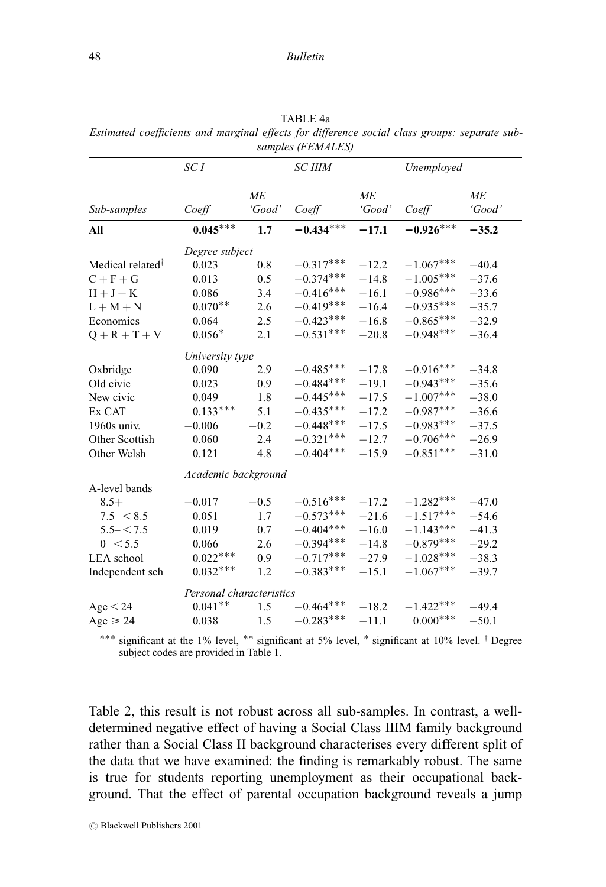TABLE 4a

*Estimated coefficients and marginal effects for difference social class groups: separate sub-samples (FEMALES)*

| | *SC I* | | *SC IIIM* | | *Unemployed* | |
|---|---|---|---|---|---|---|
| *Sub-samples* | *Coeff* | *ME 'Good'* | *Coeff* | *ME 'Good'* | *Coeff* | *ME 'Good'* |
| **All** | **0.045*****| **1.7** | **−0.434***** | **−17.1** | **−0.926***** | **−35.2** |
| | *Degree subject* | | | | | |
| Medical related† | 0.023 | 0.8 | −0.317*** | −12.2 | −1.067*** | −40.4 |
| C + F + G | 0.013 | 0.5 | −0.374*** | −14.8 | −1.005*** | −37.6 |
| H + J + K | 0.086 | 3.4 | −0.416*** | −16.1 | −0.986*** | −33.6 |
| L + M + N | 0.070** | 2.6 | −0.419*** | −16.4 | −0.935*** | −35.7 |
| Economics | 0.064 | 2.5 | −0.423*** | −16.8 | −0.865*** | −32.9 |
| Q + R + T + V | 0.056* | 2.1 | −0.531*** | −20.8 | −0.948*** | −36.4 |
| | *University type* | | | | | |
| Oxbridge | 0.090 | 2.9 | −0.485*** | −17.8 | −0.916*** | −34.8 |
| Old civic | 0.023 | 0.9 | −0.484*** | −19.1 | −0.943*** | −35.6 |
| New civic | 0.049 | 1.8 | −0.445*** | −17.5 | −1.007*** | −38.0 |
| Ex CAT | 0.133*** | 5.1 | −0.435*** | −17.2 | −0.987*** | −36.6 |
| 1960s univ. | −0.006 | −0.2 | −0.448*** | −17.5 | −0.983*** | −37.5 |
| Other Scottish | 0.060 | 2.4 | −0.321*** | −12.7 | −0.706*** | −26.9 |
| Other Welsh | 0.121 | 4.8 | −0.404*** | −15.9 | −0.851*** | −31.0 |
| | *Academic background* | | | | | |
| A-level bands | | | | | | |
| 8.5+ | −0.017 | −0.5 | −0.516*** | −17.2 | −1.282*** | −47.0 |
| 7.5– < 8.5 | 0.051 | 1.7 | −0.573*** | −21.6 | −1.517*** | −54.6 |
| 5.5– < 7.5 | 0.019 | 0.7 | −0.404*** | −16.0 | −1.143*** | −41.3 |
| 0– < 5.5 | 0.066 | 2.6 | −0.394*** | −14.8 | −0.879*** | −29.2 |
| LEA school | 0.022*** | 0.9 | −0.717*** | −27.9 | −1.028*** | −38.3 |
| Independent sch | 0.032*** | 1.2 | −0.383*** | −15.1 | −1.067*** | −39.7 |
| | *Personal characteristics* | | | | | |
| Age < 24 | 0.041** | 1.5 | −0.464*** | −18.2 | −1.422*** | −49.4 |
| Age ⩾ 24 | 0.038 | 1.5 | −0.283*** | −11.1 | 0.000*** | −50.1 |

*** significant at the 1% level, ** significant at 5% level, * significant at 10% level. † Degree subject codes are provided in Table 1.

Table 2, this result is not robust across all sub-samples. In contrast, a well-determined negative effect of having a Social Class IIIM family background rather than a Social Class II background characterises every different split of the data that we have examined: the finding is remarkably robust. The same is true for students reporting unemployment as their occupational background. That the effect of parental occupation background reveals a jump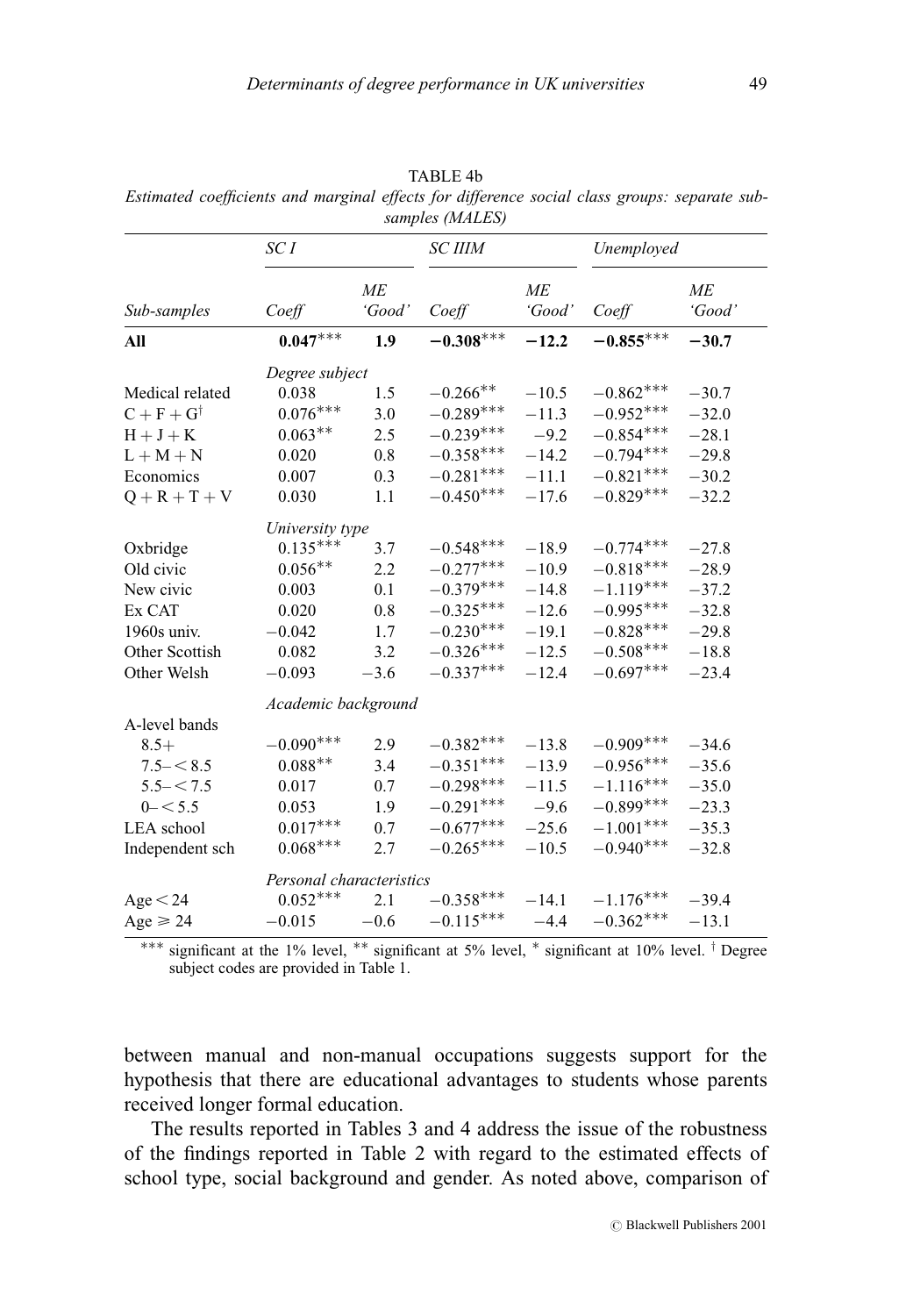TABLE 4b

*Estimated coefficients and marginal effects for difference social class groups: separate sub-samples (MALES)*

| | *SC I* | | *SC IIIM* | | *Unemployed* | |
|---|---|---|---|---|---|---|
| *Sub-samples* | *Coeff* | *ME 'Good'* | *Coeff* | *ME 'Good'* | *Coeff* | *ME 'Good'* |
| **All** | **0.047*****| **1.9** | **−0.308***** | **−12.2** | **−0.855***** | **−30.7** |
| | *Degree subject* | | | | | |
| Medical related | 0.038 | 1.5 | −0.266** | −10.5 | −0.862*** | −30.7 |
| C + F + G† | 0.076*** | 3.0 | −0.289*** | −11.3 | −0.952*** | −32.0 |
| H + J + K | 0.063** | 2.5 | −0.239*** | −9.2 | −0.854*** | −28.1 |
| L + M + N | 0.020 | 0.8 | −0.358*** | −14.2 | −0.794*** | −29.8 |
| Economics | 0.007 | 0.3 | −0.281*** | −11.1 | −0.821*** | −30.2 |
| Q + R + T + V | 0.030 | 1.1 | −0.450*** | −17.6 | −0.829*** | −32.2 |
| | *University type* | | | | | |
| Oxbridge | 0.135*** | 3.7 | −0.548*** | −18.9 | −0.774*** | −27.8 |
| Old civic | 0.056** | 2.2 | −0.277*** | −10.9 | −0.818*** | −28.9 |
| New civic | 0.003 | 0.1 | −0.379*** | −14.8 | −1.119*** | −37.2 |
| Ex CAT | 0.020 | 0.8 | −0.325*** | −12.6 | −0.995*** | −32.8 |
| 1960s univ. | −0.042 | 1.7 | −0.230*** | −19.1 | −0.828*** | −29.8 |
| Other Scottish | 0.082 | 3.2 | −0.326*** | −12.5 | −0.508*** | −18.8 |
| Other Welsh | −0.093 | −3.6 | −0.337*** | −12.4 | −0.697*** | −23.4 |
| | *Academic background* | | | | | |
| A-level bands | | | | | | |
| 8.5+ | −0.090*** | 2.9 | −0.382*** | −13.8 | −0.909*** | −34.6 |
| 7.5–< 8.5 | 0.088** | 3.4 | −0.351*** | −13.9 | −0.956*** | −35.6 |
| 5.5–< 7.5 | 0.017 | 0.7 | −0.298*** | −11.5 | −1.116*** | −35.0 |
| 0–< 5.5 | 0.053 | 1.9 | −0.291*** | −9.6 | −0.899*** | −23.3 |
| LEA school | 0.017*** | 0.7 | −0.677*** | −25.6 | −1.001*** | −35.3 |
| Independent sch | 0.068*** | 2.7 | −0.265*** | −10.5 | −0.940*** | −32.8 |
| | *Personal characteristics* | | | | | |
| Age < 24 | 0.052*** | 2.1 | −0.358*** | −14.1 | −1.176*** | −39.4 |
| Age ⩾ 24 | −0.015 | −0.6 | −0.115*** | −4.4 | −0.362*** | −13.1 |

*** significant at the 1% level, ** significant at 5% level, * significant at 10% level. † Degree subject codes are provided in Table 1.

between manual and non-manual occupations suggests support for the hypothesis that there are educational advantages to students whose parents received longer formal education.

The results reported in Tables 3 and 4 address the issue of the robustness of the findings reported in Table 2 with regard to the estimated effects of school type, social background and gender. As noted above, comparison of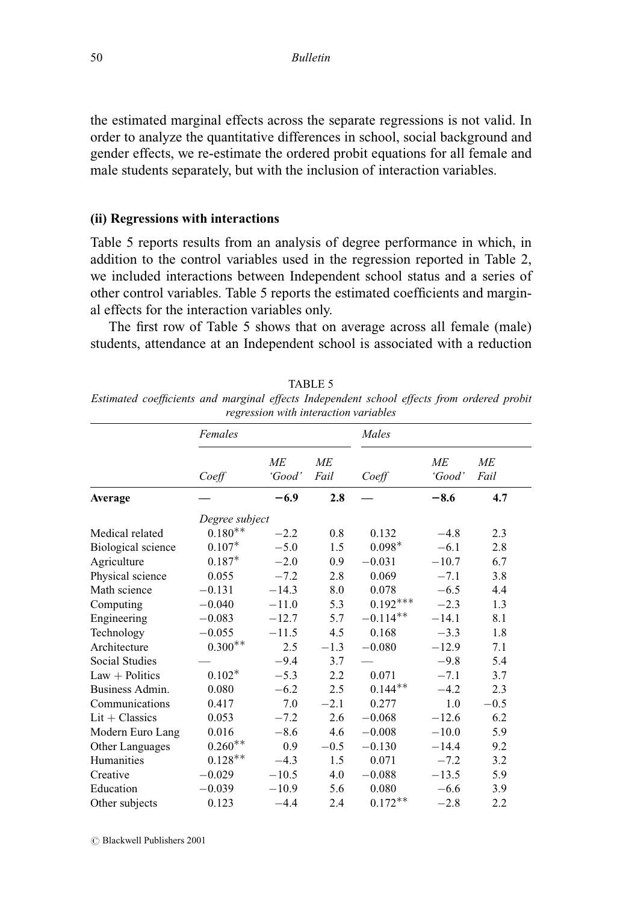the estimated marginal effects across the separate regressions is not valid. In order to analyze the quantitative differences in school, social background and gender effects, we re-estimate the ordered probit equations for all female and male students separately, but with the inclusion of interaction variables.

### (ii) Regressions with interactions

Table 5 reports results from an analysis of degree performance in which, in addition to the control variables used in the regression reported in Table 2, we included interactions between Independent school status and a series of other control variables. Table 5 reports the estimated coefficients and marginal effects for the interaction variables only.

The first row of Table 5 shows that on average across all female (male) students, attendance at an Independent school is associated with a reduction

TABLE 5

*Estimated coefficients and marginal effects Independent school effects from ordered probit regression with interaction variables*

| | *Females* | | | *Males* | | |
|---|---|---|---|---|---|---|
| | *Coeff* | *ME 'Good'* | *ME Fail* | *Coeff* | *ME 'Good'* | *ME Fail* |
| **Average** | — | **−6.9** | **2.8** | — | **−8.6** | **4.7** |
| | *Degree subject* | | | | | |
| Medical related | 0.180** | −2.2 | 0.8 | 0.132 | −4.8 | 2.3 |
| Biological science | 0.107* | −5.0 | 1.5 | 0.098* | −6.1 | 2.8 |
| Agriculture | 0.187* | −2.0 | 0.9 | −0.031 | −10.7 | 6.7 |
| Physical science | 0.055 | −7.2 | 2.8 | 0.069 | −7.1 | 3.8 |
| Math science | −0.131 | −14.3 | 8.0 | 0.078 | −6.5 | 4.4 |
| Computing | −0.040 | −11.0 | 5.3 | 0.192*** | −2.3 | 1.3 |
| Engineering | −0.083 | −12.7 | 5.7 | −0.114** | −14.1 | 8.1 |
| Technology | −0.055 | −11.5 | 4.5 | 0.168 | −3.3 | 1.8 |
| Architecture | 0.300** | 2.5 | −1.3 | −0.080 | −12.9 | 7.1 |
| Social Studies | — | −9.4 | 3.7 | — | −9.8 | 5.4 |
| Law + Politics | 0.102* | −5.3 | 2.2 | 0.071 | −7.1 | 3.7 |
| Business Admin. | 0.080 | −6.2 | 2.5 | 0.144** | −4.2 | 2.3 |
| Communications | 0.417 | 7.0 | −2.1 | 0.277 | 1.0 | −0.5 |
| Lit + Classics | 0.053 | −7.2 | 2.6 | −0.068 | −12.6 | 6.2 |
| Modern Euro Lang | 0.016 | −8.6 | 4.6 | −0.008 | −10.0 | 5.9 |
| Other Languages | 0.260** | 0.9 | −0.5 | −0.130 | −14.4 | 9.2 |
| Humanities | 0.128** | −4.3 | 1.5 | 0.071 | −7.2 | 3.2 |
| Creative | −0.029 | −10.5 | 4.0 | −0.088 | −13.5 | 5.9 |
| Education | −0.039 | −10.9 | 5.6 | 0.080 | −6.6 | 3.9 |
| Other subjects | 0.123 | −4.4 | 2.4 | 0.172** | −2.8 | 2.2 |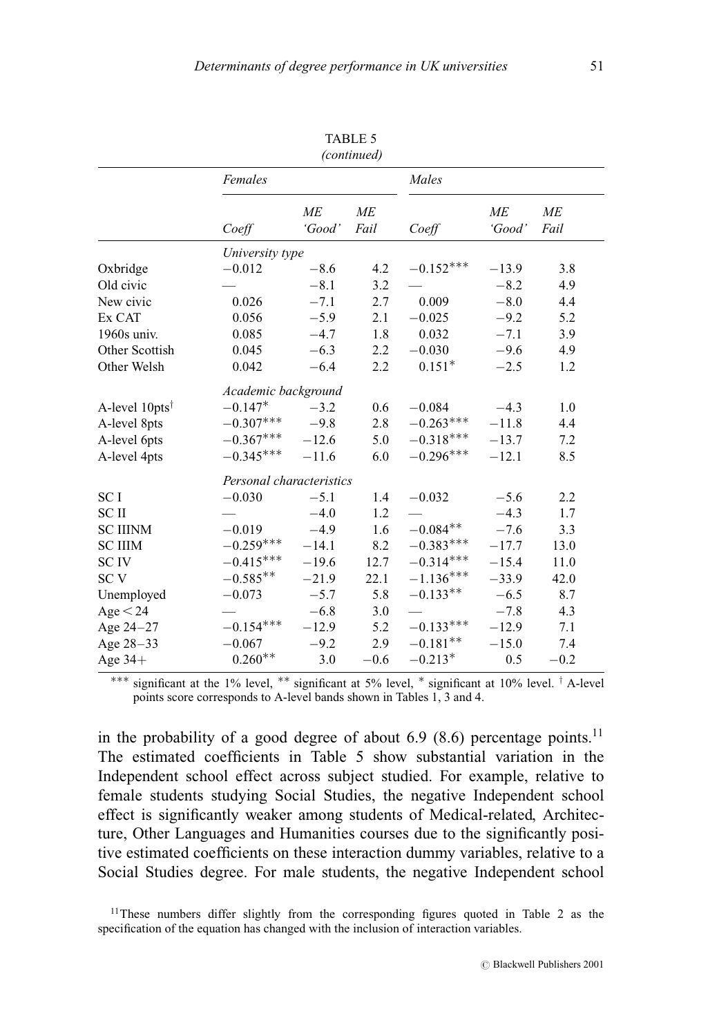TABLE 5
*(continued)*

| | *Females* | | | *Males* | | |
|---|---|---|---|---|---|---|
| | *Coeff* | *ME 'Good'* | *ME Fail* | *Coeff* | *ME 'Good'* | *ME Fail* |
| | *University type* | | | | | |
| Oxbridge | −0.012 | −8.6 | 4.2 | −0.152*** | −13.9 | 3.8 |
| Old civic | — | −8.1 | 3.2 | — | −8.2 | 4.9 |
| New civic | 0.026 | −7.1 | 2.7 | 0.009 | −8.0 | 4.4 |
| Ex CAT | 0.056 | −5.9 | 2.1 | −0.025 | −9.2 | 5.2 |
| 1960s univ. | 0.085 | −4.7 | 1.8 | 0.032 | −7.1 | 3.9 |
| Other Scottish | 0.045 | −6.3 | 2.2 | −0.030 | −9.6 | 4.9 |
| Other Welsh | 0.042 | −6.4 | 2.2 | 0.151* | −2.5 | 1.2 |
| | *Academic background* | | | | | |
| A-level 10pts† | −0.147* | −3.2 | 0.6 | −0.084 | −4.3 | 1.0 |
| A-level 8pts | −0.307*** | −9.8 | 2.8 | −0.263*** | −11.8 | 4.4 |
| A-level 6pts | −0.367*** | −12.6 | 5.0 | −0.318*** | −13.7 | 7.2 |
| A-level 4pts | −0.345*** | −11.6 | 6.0 | −0.296*** | −12.1 | 8.5 |
| | *Personal characteristics* | | | | | |
| SC I | −0.030 | −5.1 | 1.4 | −0.032 | −5.6 | 2.2 |
| SC II | — | −4.0 | 1.2 | — | −4.3 | 1.7 |
| SC IIINM | −0.019 | −4.9 | 1.6 | −0.084** | −7.6 | 3.3 |
| SC IIIM | −0.259*** | −14.1 | 8.2 | −0.383*** | −17.7 | 13.0 |
| SC IV | −0.415*** | −19.6 | 12.7 | −0.314*** | −15.4 | 11.0 |
| SC V | −0.585** | −21.9 | 22.1 | −1.136*** | −33.9 | 42.0 |
| Unemployed | −0.073 | −5.7 | 5.8 | −0.133** | −6.5 | 8.7 |
| Age < 24 | — | −6.8 | 3.0 | — | −7.8 | 4.3 |
| Age 24–27 | −0.154*** | −12.9 | 5.2 | −0.133*** | −12.9 | 7.1 |
| Age 28–33 | −0.067 | −9.2 | 2.9 | −0.181** | −15.0 | 7.4 |
| Age 34+ | 0.260** | 3.0 | −0.6 | −0.213* | 0.5 | −0.2 |

*** significant at the 1% level, ** significant at 5% level, * significant at 10% level. † A-level points score corresponds to A-level bands shown in Tables 1, 3 and 4.

in the probability of a good degree of about 6.9 (8.6) percentage points.[11] The estimated coefficients in Table 5 show substantial variation in the Independent school effect across subject studied. For example, relative to female students studying Social Studies, the negative Independent school effect is significantly weaker among students of Medical-related, Architecture, Other Languages and Humanities courses due to the significantly positive estimated coefficients on these interaction dummy variables, relative to a Social Studies degree. For male students, the negative Independent school

[11] These numbers differ slightly from the corresponding figures quoted in Table 2 as the specification of the equation has changed with the inclusion of interaction variables.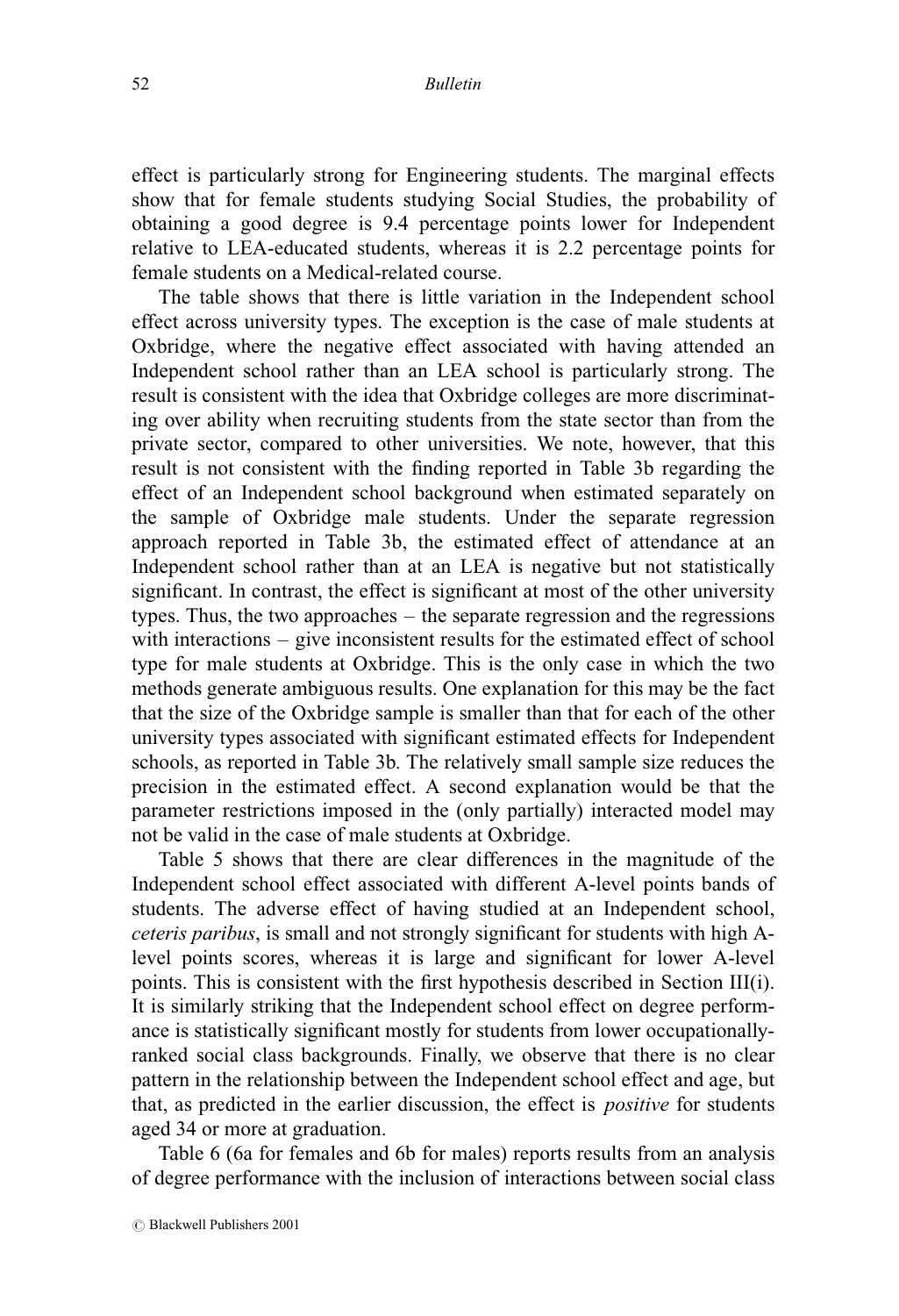effect is particularly strong for Engineering students. The marginal effects show that for female students studying Social Studies, the probability of obtaining a good degree is 9.4 percentage points lower for Independent relative to LEA-educated students, whereas it is 2.2 percentage points for female students on a Medical-related course.

The table shows that there is little variation in the Independent school effect across university types. The exception is the case of male students at Oxbridge, where the negative effect associated with having attended an Independent school rather than an LEA school is particularly strong. The result is consistent with the idea that Oxbridge colleges are more discriminating over ability when recruiting students from the state sector than from the private sector, compared to other universities. We note, however, that this result is not consistent with the finding reported in Table 3b regarding the effect of an Independent school background when estimated separately on the sample of Oxbridge male students. Under the separate regression approach reported in Table 3b, the estimated effect of attendance at an Independent school rather than at an LEA is negative but not statistically significant. In contrast, the effect is significant at most of the other university types. Thus, the two approaches – the separate regression and the regressions with interactions – give inconsistent results for the estimated effect of school type for male students at Oxbridge. This is the only case in which the two methods generate ambiguous results. One explanation for this may be the fact that the size of the Oxbridge sample is smaller than that for each of the other university types associated with significant estimated effects for Independent schools, as reported in Table 3b. The relatively small sample size reduces the precision in the estimated effect. A second explanation would be that the parameter restrictions imposed in the (only partially) interacted model may not be valid in the case of male students at Oxbridge.

Table 5 shows that there are clear differences in the magnitude of the Independent school effect associated with different A-level points bands of students. The adverse effect of having studied at an Independent school, *ceteris paribus*, is small and not strongly significant for students with high A-level points scores, whereas it is large and significant for lower A-level points. This is consistent with the first hypothesis described in Section III(i). It is similarly striking that the Independent school effect on degree performance is statistically significant mostly for students from lower occupationally-ranked social class backgrounds. Finally, we observe that there is no clear pattern in the relationship between the Independent school effect and age, but that, as predicted in the earlier discussion, the effect is *positive* for students aged 34 or more at graduation.

Table 6 (6a for females and 6b for males) reports results from an analysis of degree performance with the inclusion of interactions between social class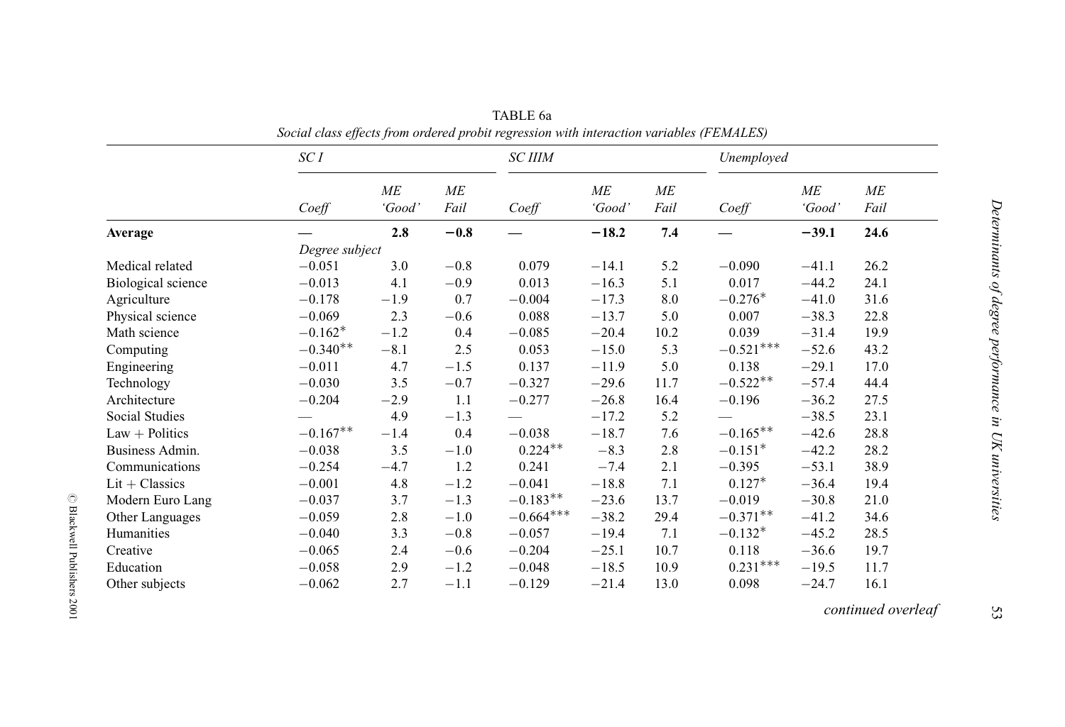TABLE 6a

*Social class effects from ordered probit regression with interaction variables (FEMALES)*

| | *SC I* | | | *SC IIIM* | | | *Unemployed* | | |
|---|---|---|---|---|---|---|---|---|---|
| | *Coeff* | *ME 'Good'* | *ME Fail* | *Coeff* | *ME 'Good'* | *ME Fail* | *Coeff* | *ME 'Good'* | *ME Fail* |
| **Average** | — | **2.8** | **−0.8** | — | **−18.2** | **7.4** | — | **−39.1** | **24.6** |
| | *Degree subject* | | | | | | | | |
| Medical related | −0.051 | 3.0 | −0.8 | 0.079 | −14.1 | 5.2 | −0.090 | −41.1 | 26.2 |
| Biological science | −0.013 | 4.1 | −0.9 | 0.013 | −16.3 | 5.1 | 0.017 | −44.2 | 24.1 |
| Agriculture | −0.178 | −1.9 | 0.7 | −0.004 | −17.3 | 8.0 | −0.276* | −41.0 | 31.6 |
| Physical science | −0.069 | 2.3 | −0.6 | 0.088 | −13.7 | 5.0 | 0.007 | −38.3 | 22.8 |
| Math science | −0.162* | −1.2 | 0.4 | −0.085 | −20.4 | 10.2 | 0.039 | −31.4 | 19.9 |
| Computing | −0.340** | −8.1 | 2.5 | 0.053 | −15.0 | 5.3 | −0.521*** | −52.6 | 43.2 |
| Engineering | −0.011 | 4.7 | −1.5 | 0.137 | −11.9 | 5.0 | 0.138 | −29.1 | 17.0 |
| Technology | −0.030 | 3.5 | −0.7 | −0.327 | −29.6 | 11.7 | −0.522** | −57.4 | 44.4 |
| Architecture | −0.204 | −2.9 | 1.1 | −0.277 | −26.8 | 16.4 | −0.196 | −36.2 | 27.5 |
| Social Studies | — | 4.9 | −1.3 | — | −17.2 | 5.2 | — | −38.5 | 23.1 |
| Law + Politics | −0.167** | −1.4 | 0.4 | −0.038 | −18.7 | 7.6 | −0.165** | −42.6 | 28.8 |
| Business Admin. | −0.038 | 3.5 | −1.0 | 0.224** | −8.3 | 2.8 | −0.151* | −42.2 | 28.2 |
| Communications | −0.254 | −4.7 | 1.2 | 0.241 | −7.4 | 2.1 | −0.395 | −53.1 | 38.9 |
| Lit + Classics | −0.001 | 4.8 | −1.2 | −0.041 | −18.8 | 7.1 | 0.127* | −36.4 | 19.4 |
| Modern Euro Lang | −0.037 | 3.7 | −1.3 | −0.183** | −23.6 | 13.7 | −0.019 | −30.8 | 21.0 |
| Other Languages | −0.059 | 2.8 | −1.0 | −0.664*** | −38.2 | 29.4 | −0.371** | −41.2 | 34.6 |
| Humanities | −0.040 | 3.3 | −0.8 | −0.057 | −19.4 | 7.1 | −0.132* | −45.2 | 28.5 |
| Creative | −0.065 | 2.4 | −0.6 | −0.204 | −25.1 | 10.7 | 0.118 | −36.6 | 19.7 |
| Education | −0.058 | 2.9 | −1.2 | −0.048 | −18.5 | 10.9 | 0.231*** | −19.5 | 11.7 |
| Other subjects | −0.062 | 2.7 | −1.1 | −0.129 | −21.4 | 13.0 | 0.098 | −24.7 | 16.1 |

*continued overleaf*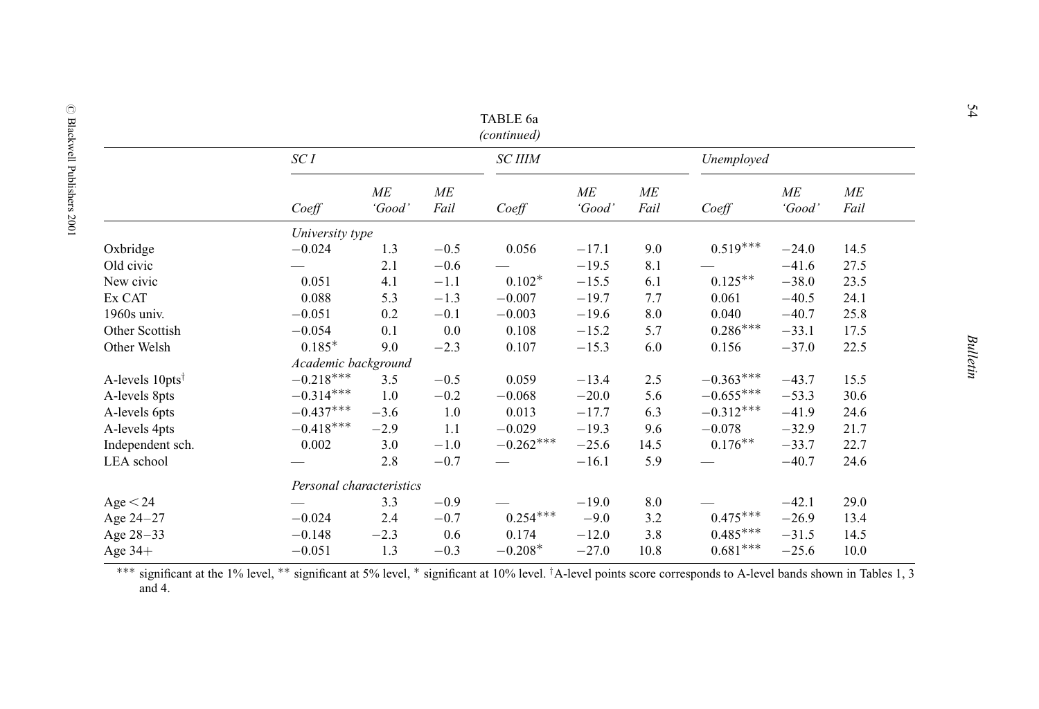TABLE 6a
*(continued)*

| | *SC I* | | | *SC IIIM* | | | *Unemployed* | | |
|---|---|---|---|---|---|---|---|---|---|
| | *Coeff* | *ME 'Good'* | *ME Fail* | *Coeff* | *ME 'Good'* | *ME Fail* | *Coeff* | *ME 'Good'* | *ME Fail* |
| | *University type* | | | | | | | | |
| Oxbridge | −0.024 | 1.3 | −0.5 | 0.056 | −17.1 | 9.0 | 0.519*** | −24.0 | 14.5 |
| Old civic | — | 2.1 | −0.6 | — | −19.5 | 8.1 | — | −41.6 | 27.5 |
| New civic | 0.051 | 4.1 | −1.1 | 0.102* | −15.5 | 6.1 | 0.125** | −38.0 | 23.5 |
| Ex CAT | 0.088 | 5.3 | −1.3 | −0.007 | −19.7 | 7.7 | 0.061 | −40.5 | 24.1 |
| 1960s univ. | −0.051 | 0.2 | −0.1 | −0.003 | −19.6 | 8.0 | 0.040 | −40.7 | 25.8 |
| Other Scottish | −0.054 | 0.1 | 0.0 | 0.108 | −15.2 | 5.7 | 0.286*** | −33.1 | 17.5 |
| Other Welsh | 0.185* | 9.0 | −2.3 | 0.107 | −15.3 | 6.0 | 0.156 | −37.0 | 22.5 |
| | *Academic background* | | | | | | | | |
| A-levels 10pts† | −0.218*** | 3.5 | −0.5 | 0.059 | −13.4 | 2.5 | −0.363*** | −43.7 | 15.5 |
| A-levels 8pts | −0.314*** | 1.0 | −0.2 | −0.068 | −20.0 | 5.6 | −0.655*** | −53.3 | 30.6 |
| A-levels 6pts | −0.437*** | −3.6 | 1.0 | 0.013 | −17.7 | 6.3 | −0.312*** | −41.9 | 24.6 |
| A-levels 4pts | −0.418*** | −2.9 | 1.1 | −0.029 | −19.3 | 9.6 | −0.078 | −32.9 | 21.7 |
| Independent sch. | 0.002 | 3.0 | −1.0 | −0.262*** | −25.6 | 14.5 | 0.176** | −33.7 | 22.7 |
| LEA school | — | 2.8 | −0.7 | — | −16.1 | 5.9 | — | −40.7 | 24.6 |
| | *Personal characteristics* | | | | | | | | |
| Age < 24 | — | 3.3 | −0.9 | — | −19.0 | 8.0 | — | −42.1 | 29.0 |
| Age 24–27 | −0.024 | 2.4 | −0.7 | 0.254*** | −9.0 | 3.2 | 0.475*** | −26.9 | 13.4 |
| Age 28–33 | −0.148 | −2.3 | 0.6 | 0.174 | −12.0 | 3.8 | 0.485*** | −31.5 | 14.5 |
| Age 34+ | −0.051 | 1.3 | −0.3 | −0.208* | −27.0 | 10.8 | 0.681*** | −25.6 | 10.0 |

*** significant at the 1% level, ** significant at 5% level, * significant at 10% level. †A-level points score corresponds to A-level bands shown in Tables 1, 3 and 4.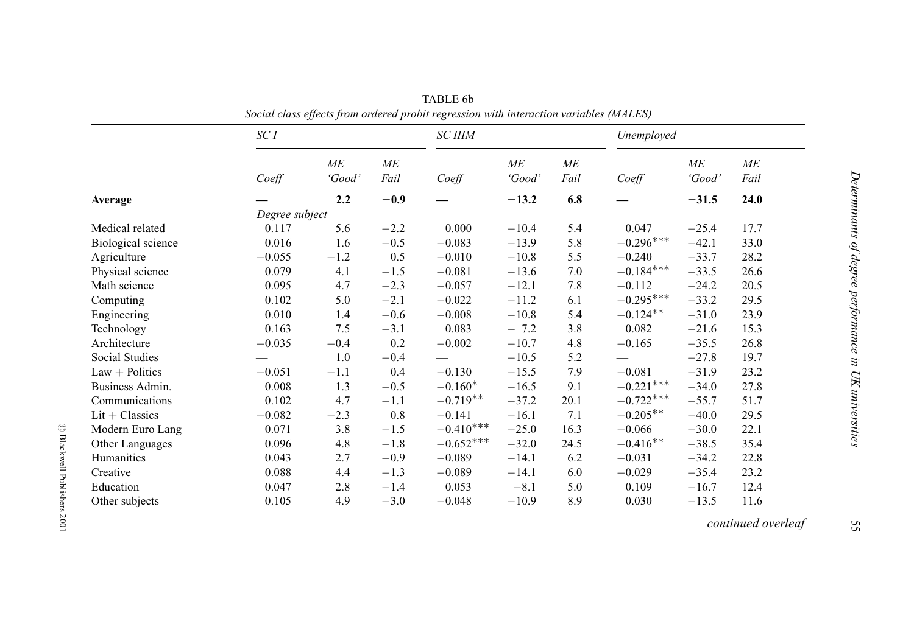TABLE 6b

*Social class effects from ordered probit regression with interaction variables (MALES)*

| | *SC I* | | | *SC IIIM* | | | *Unemployed* | | |
|---|---|---|---|---|---|---|---|---|---|
| | *Coeff* | *ME 'Good'* | *ME Fail* | *Coeff* | *ME 'Good'* | *ME Fail* | *Coeff* | *ME 'Good'* | *ME Fail* |
| **Average** | — | **2.2** | **−0.9** | — | **−13.2** | **6.8** | — | **−31.5** | **24.0** |
| | *Degree subject* | | | | | | | | |
| Medical related | 0.117 | 5.6 | −2.2 | 0.000 | −10.4 | 5.4 | 0.047 | −25.4 | 17.7 |
| Biological science | 0.016 | 1.6 | −0.5 | −0.083 | −13.9 | 5.8 | −0.296*** | −42.1 | 33.0 |
| Agriculture | −0.055 | −1.2 | 0.5 | −0.010 | −10.8 | 5.5 | −0.240 | −33.7 | 28.2 |
| Physical science | 0.079 | 4.1 | −1.5 | −0.081 | −13.6 | 7.0 | −0.184*** | −33.5 | 26.6 |
| Math science | 0.095 | 4.7 | −2.3 | −0.057 | −12.1 | 7.8 | −0.112 | −24.2 | 20.5 |
| Computing | 0.102 | 5.0 | −2.1 | −0.022 | −11.2 | 6.1 | −0.295*** | −33.2 | 29.5 |
| Engineering | 0.010 | 1.4 | −0.6 | −0.008 | −10.8 | 5.4 | −0.124** | −31.0 | 23.9 |
| Technology | 0.163 | 7.5 | −3.1 | 0.083 | − 7.2 | 3.8 | 0.082 | −21.6 | 15.3 |
| Architecture | −0.035 | −0.4 | 0.2 | −0.002 | −10.7 | 4.8 | −0.165 | −35.5 | 26.8 |
| Social Studies | — | 1.0 | −0.4 | — | −10.5 | 5.2 | — | −27.8 | 19.7 |
| Law + Politics | −0.051 | −1.1 | 0.4 | −0.130 | −15.5 | 7.9 | −0.081 | −31.9 | 23.2 |
| Business Admin. | 0.008 | 1.3 | −0.5 | −0.160* | −16.5 | 9.1 | −0.221*** | −34.0 | 27.8 |
| Communications | 0.102 | 4.7 | −1.1 | −0.719** | −37.2 | 20.1 | −0.722*** | −55.7 | 51.7 |
| Lit + Classics | −0.082 | −2.3 | 0.8 | −0.141 | −16.1 | 7.1 | −0.205** | −40.0 | 29.5 |
| Modern Euro Lang | 0.071 | 3.8 | −1.5 | −0.410*** | −25.0 | 16.3 | −0.066 | −30.0 | 22.1 |
| Other Languages | 0.096 | 4.8 | −1.8 | −0.652*** | −32.0 | 24.5 | −0.416** | −38.5 | 35.4 |
| Humanities | 0.043 | 2.7 | −0.9 | −0.089 | −14.1 | 6.2 | −0.031 | −34.2 | 22.8 |
| Creative | 0.088 | 4.4 | −1.3 | −0.089 | −14.1 | 6.0 | −0.029 | −35.4 | 23.2 |
| Education | 0.047 | 2.8 | −1.4 | 0.053 | −8.1 | 5.0 | 0.109 | −16.7 | 12.4 |
| Other subjects | 0.105 | 4.9 | −3.0 | −0.048 | −10.9 | 8.9 | 0.030 | −13.5 | 11.6 |

*continued overleaf*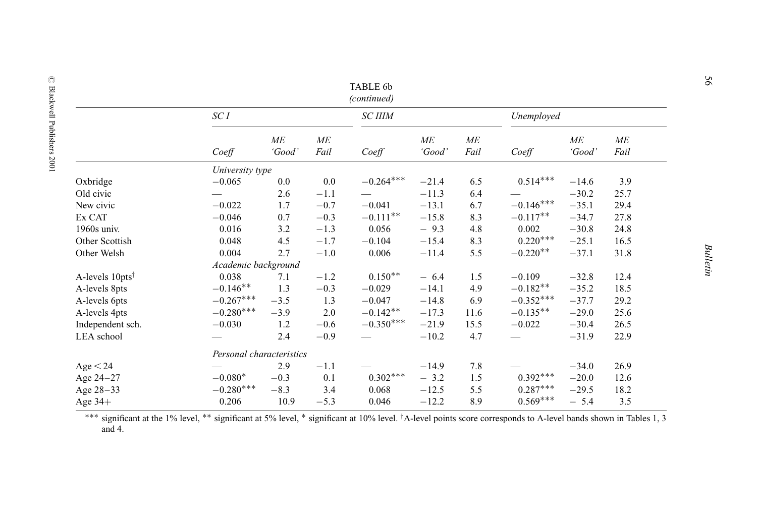TABLE 6b

*(continued)*

| | SC I | | | SC IIIM | | | Unemployed | | |
|---|---|---|---|---|---|---|---|---|---|
| | *Coeff* | *ME 'Good'* | *ME Fail* | *Coeff* | *ME 'Good'* | *ME Fail* | *Coeff* | *ME 'Good'* | *ME Fail* |
| | *University type* | | | | | | | | |
| Oxbridge | −0.065 | 0.0 | 0.0 | −0.264*** | −21.4 | 6.5 | 0.514*** | −14.6 | 3.9 |
| Old civic | — | 2.6 | −1.1 | — | −11.3 | 6.4 | — | −30.2 | 25.7 |
| New civic | −0.022 | 1.7 | −0.7 | −0.041 | −13.1 | 6.7 | −0.146*** | −35.1 | 29.4 |
| Ex CAT | −0.046 | 0.7 | −0.3 | −0.111** | −15.8 | 8.3 | −0.117** | −34.7 | 27.8 |
| 1960s univ. | 0.016 | 3.2 | −1.3 | 0.056 | − 9.3 | 4.8 | 0.002 | −30.8 | 24.8 |
| Other Scottish | 0.048 | 4.5 | −1.7 | −0.104 | −15.4 | 8.3 | 0.220*** | −25.1 | 16.5 |
| Other Welsh | 0.004 | 2.7 | −1.0 | 0.006 | −11.4 | 5.5 | −0.220** | −37.1 | 31.8 |
| | *Academic background* | | | | | | | | |
| A-levels 10pts† | 0.038 | 7.1 | −1.2 | 0.150** | − 6.4 | 1.5 | −0.109 | −32.8 | 12.4 |
| A-levels 8pts | −0.146** | 1.3 | −0.3 | −0.029 | −14.1 | 4.9 | −0.182** | −35.2 | 18.5 |
| A-levels 6pts | −0.267*** | −3.5 | 1.3 | −0.047 | −14.8 | 6.9 | −0.352*** | −37.7 | 29.2 |
| A-levels 4pts | −0.280*** | −3.9 | 2.0 | −0.142** | −17.3 | 11.6 | −0.135** | −29.0 | 25.6 |
| Independent sch. | −0.030 | 1.2 | −0.6 | −0.350*** | −21.9 | 15.5 | −0.022 | −30.4 | 26.5 |
| LEA school | — | 2.4 | −0.9 | — | −10.2 | 4.7 | — | −31.9 | 22.9 |
| | *Personal characteristics* | | | | | | | | |
| Age < 24 | — | 2.9 | −1.1 | — | −14.9 | 7.8 | — | −34.0 | 26.9 |
| Age 24–27 | −0.080* | −0.3 | 0.1 | 0.302*** | − 3.2 | 1.5 | 0.392*** | −20.0 | 12.6 |
| Age 28–33 | −0.280*** | −8.3 | 3.4 | 0.068 | −12.5 | 5.5 | 0.287*** | −29.5 | 18.2 |
| Age 34+ | 0.206 | 10.9 | −5.3 | 0.046 | −12.2 | 8.9 | 0.569*** | − 5.4 | 3.5 |

*** significant at the 1% level, ** significant at 5% level, * significant at 10% level. †A-level points score corresponds to A-level bands shown in Tables 1, 3 and 4.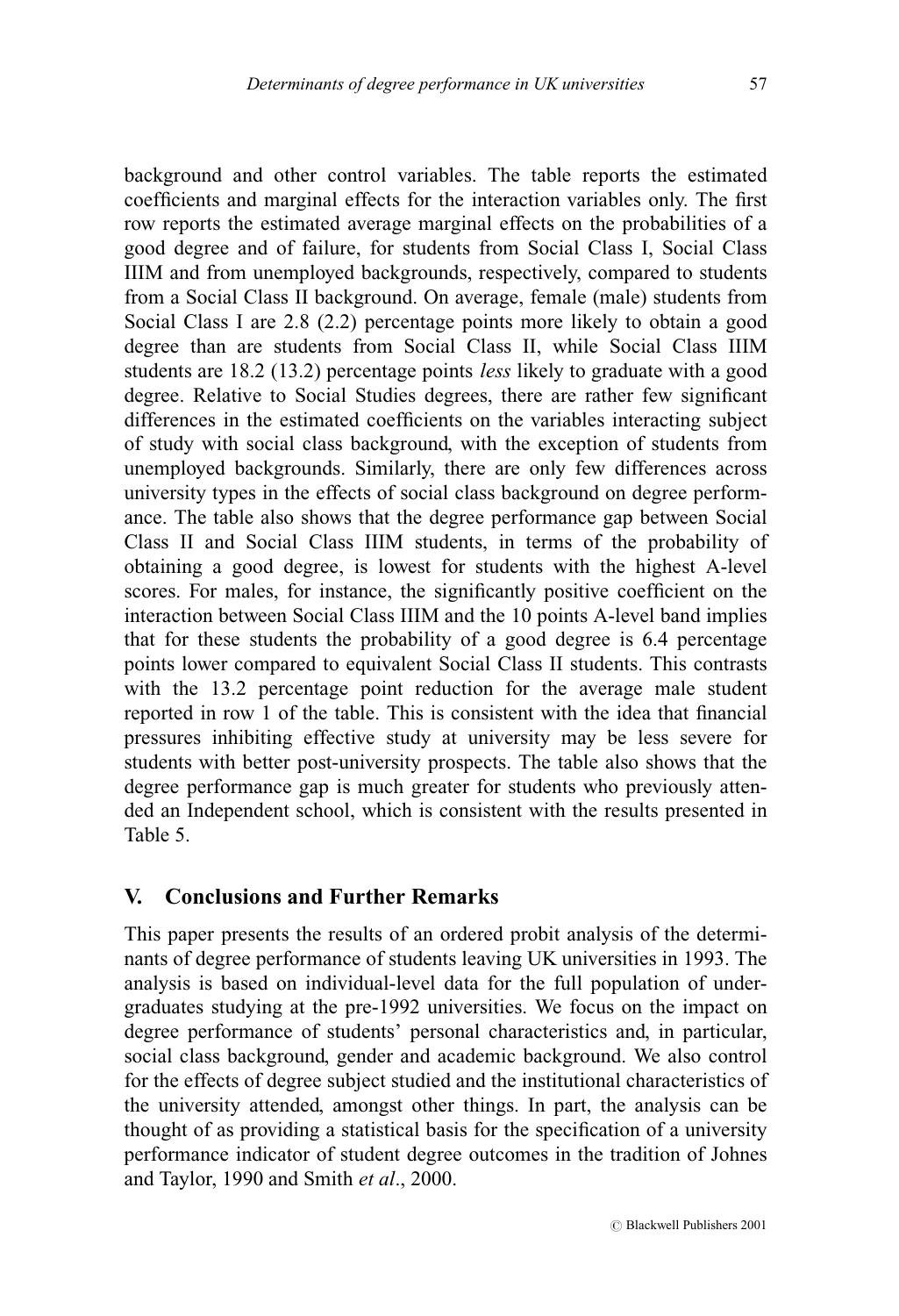background and other control variables. The table reports the estimated coefficients and marginal effects for the interaction variables only. The first row reports the estimated average marginal effects on the probabilities of a good degree and of failure, for students from Social Class I, Social Class IIIM and from unemployed backgrounds, respectively, compared to students from a Social Class II background. On average, female (male) students from Social Class I are 2.8 (2.2) percentage points more likely to obtain a good degree than are students from Social Class II, while Social Class IIIM students are 18.2 (13.2) percentage points *less* likely to graduate with a good degree. Relative to Social Studies degrees, there are rather few significant differences in the estimated coefficients on the variables interacting subject of study with social class background, with the exception of students from unemployed backgrounds. Similarly, there are only few differences across university types in the effects of social class background on degree performance. The table also shows that the degree performance gap between Social Class II and Social Class IIIM students, in terms of the probability of obtaining a good degree, is lowest for students with the highest A-level scores. For males, for instance, the significantly positive coefficient on the interaction between Social Class IIIM and the 10 points A-level band implies that for these students the probability of a good degree is 6.4 percentage points lower compared to equivalent Social Class II students. This contrasts with the 13.2 percentage point reduction for the average male student reported in row 1 of the table. This is consistent with the idea that financial pressures inhibiting effective study at university may be less severe for students with better post-university prospects. The table also shows that the degree performance gap is much greater for students who previously attended an Independent school, which is consistent with the results presented in Table 5.

## V. Conclusions and Further Remarks

This paper presents the results of an ordered probit analysis of the determinants of degree performance of students leaving UK universities in 1993. The analysis is based on individual-level data for the full population of undergraduates studying at the pre-1992 universities. We focus on the impact on degree performance of students' personal characteristics and, in particular, social class background, gender and academic background. We also control for the effects of degree subject studied and the institutional characteristics of the university attended, amongst other things. In part, the analysis can be thought of as providing a statistical basis for the specification of a university performance indicator of student degree outcomes in the tradition of Johnes and Taylor, 1990 and Smith *et al*., 2000.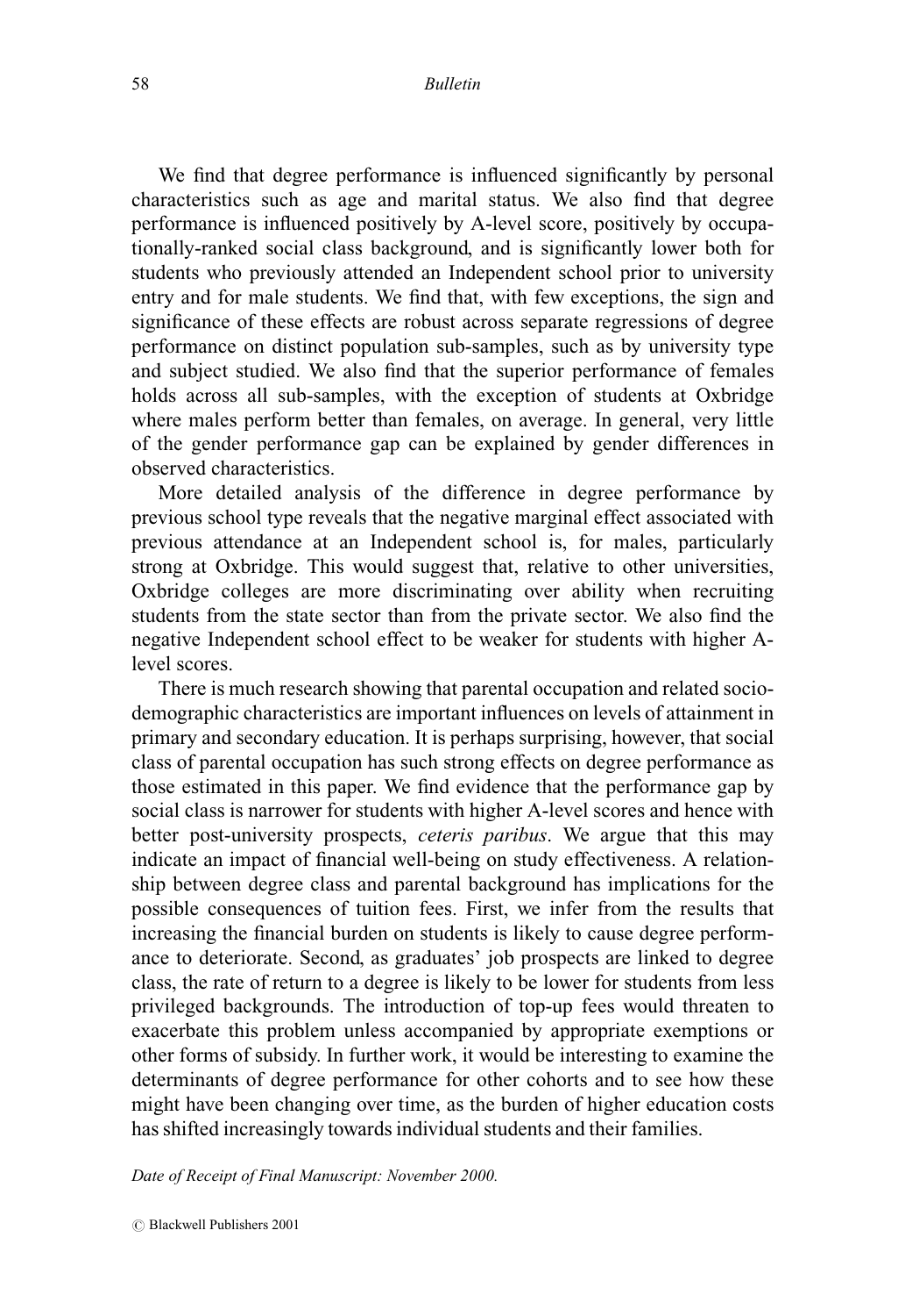We find that degree performance is influenced significantly by personal characteristics such as age and marital status. We also find that degree performance is influenced positively by A-level score, positively by occupationally-ranked social class background, and is significantly lower both for students who previously attended an Independent school prior to university entry and for male students. We find that, with few exceptions, the sign and significance of these effects are robust across separate regressions of degree performance on distinct population sub-samples, such as by university type and subject studied. We also find that the superior performance of females holds across all sub-samples, with the exception of students at Oxbridge where males perform better than females, on average. In general, very little of the gender performance gap can be explained by gender differences in observed characteristics.

More detailed analysis of the difference in degree performance by previous school type reveals that the negative marginal effect associated with previous attendance at an Independent school is, for males, particularly strong at Oxbridge. This would suggest that, relative to other universities, Oxbridge colleges are more discriminating over ability when recruiting students from the state sector than from the private sector. We also find the negative Independent school effect to be weaker for students with higher A-level scores.

There is much research showing that parental occupation and related socio-demographic characteristics are important influences on levels of attainment in primary and secondary education. It is perhaps surprising, however, that social class of parental occupation has such strong effects on degree performance as those estimated in this paper. We find evidence that the performance gap by social class is narrower for students with higher A-level scores and hence with better post-university prospects, *ceteris paribus*. We argue that this may indicate an impact of financial well-being on study effectiveness. A relationship between degree class and parental background has implications for the possible consequences of tuition fees. First, we infer from the results that increasing the financial burden on students is likely to cause degree performance to deteriorate. Second, as graduates' job prospects are linked to degree class, the rate of return to a degree is likely to be lower for students from less privileged backgrounds. The introduction of top-up fees would threaten to exacerbate this problem unless accompanied by appropriate exemptions or other forms of subsidy. In further work, it would be interesting to examine the determinants of degree performance for other cohorts and to see how these might have been changing over time, as the burden of higher education costs has shifted increasingly towards individual students and their families.

*Date of Receipt of Final Manuscript: November 2000.*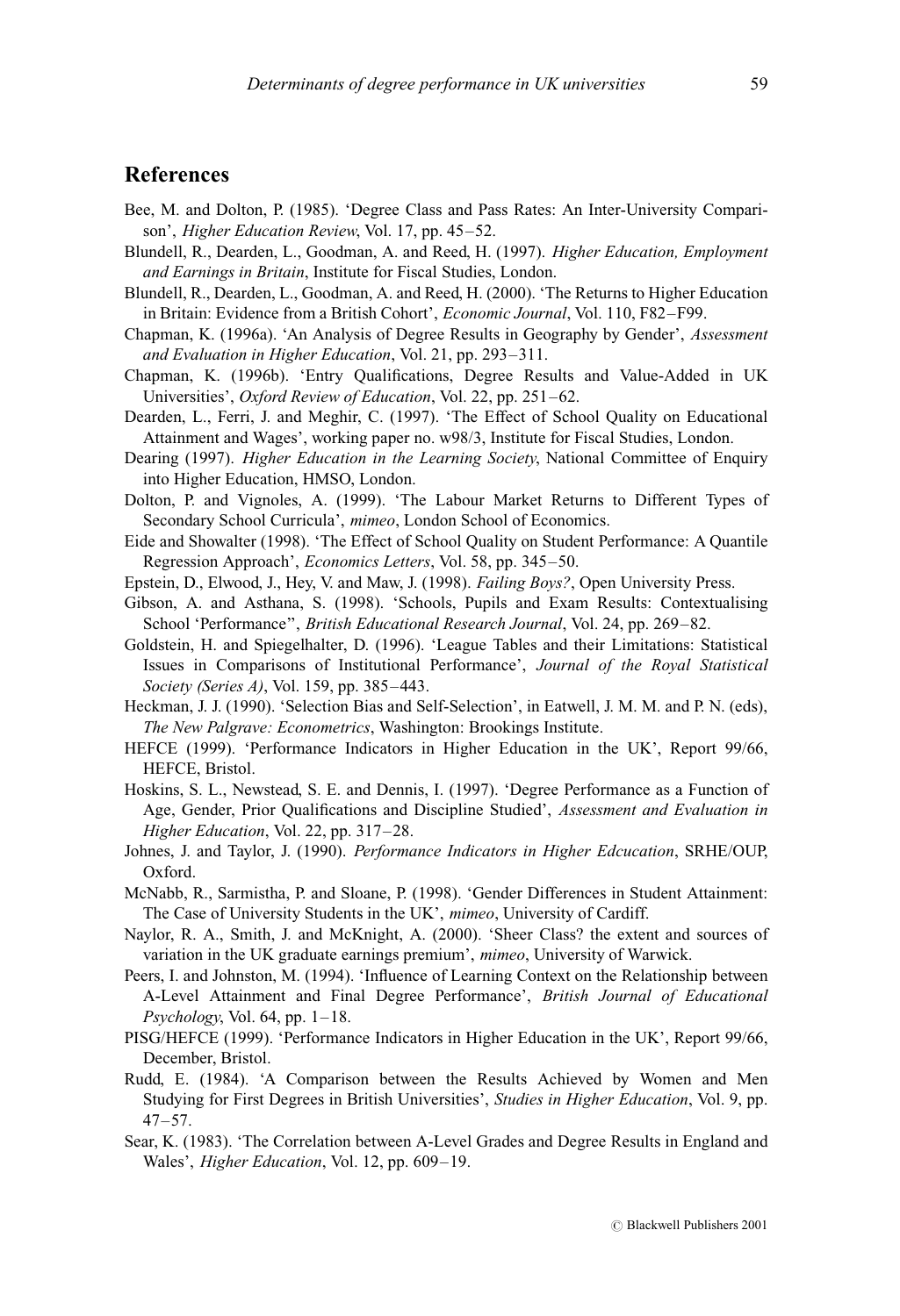## References

Bee, M. and Dolton, P. (1985). 'Degree Class and Pass Rates: An Inter-University Comparison', *Higher Education Review*, Vol. 17, pp. 45–52.

Blundell, R., Dearden, L., Goodman, A. and Reed, H. (1997). *Higher Education, Employment and Earnings in Britain*, Institute for Fiscal Studies, London.

Blundell, R., Dearden, L., Goodman, A. and Reed, H. (2000). 'The Returns to Higher Education in Britain: Evidence from a British Cohort', *Economic Journal*, Vol. 110, F82–F99.

Chapman, K. (1996a). 'An Analysis of Degree Results in Geography by Gender', *Assessment and Evaluation in Higher Education*, Vol. 21, pp. 293–311.

Chapman, K. (1996b). 'Entry Qualifications, Degree Results and Value-Added in UK Universities', *Oxford Review of Education*, Vol. 22, pp. 251–62.

Dearden, L., Ferri, J. and Meghir, C. (1997). 'The Effect of School Quality on Educational Attainment and Wages', working paper no. w98/3, Institute for Fiscal Studies, London.

Dearing (1997). *Higher Education in the Learning Society*, National Committee of Enquiry into Higher Education, HMSO, London.

Dolton, P. and Vignoles, A. (1999). 'The Labour Market Returns to Different Types of Secondary School Curricula', *mimeo*, London School of Economics.

Eide and Showalter (1998). 'The Effect of School Quality on Student Performance: A Quantile Regression Approach', *Economics Letters*, Vol. 58, pp. 345–50.

Epstein, D., Elwood, J., Hey, V. and Maw, J. (1998). *Failing Boys?*, Open University Press.

Gibson, A. and Asthana, S. (1998). 'Schools, Pupils and Exam Results: Contextualising School 'Performance'', *British Educational Research Journal*, Vol. 24, pp. 269–82.

Goldstein, H. and Spiegelhalter, D. (1996). 'League Tables and their Limitations: Statistical Issues in Comparisons of Institutional Performance', *Journal of the Royal Statistical Society (Series A)*, Vol. 159, pp. 385–443.

Heckman, J. J. (1990). 'Selection Bias and Self-Selection', in Eatwell, J. M. M. and P. N. (eds), *The New Palgrave: Econometrics*, Washington: Brookings Institute.

HEFCE (1999). 'Performance Indicators in Higher Education in the UK', Report 99/66, HEFCE, Bristol.

Hoskins, S. L., Newstead, S. E. and Dennis, I. (1997). 'Degree Performance as a Function of Age, Gender, Prior Qualifications and Discipline Studied', *Assessment and Evaluation in Higher Education*, Vol. 22, pp. 317–28.

Johnes, J. and Taylor, J. (1990). *Performance Indicators in Higher Edcucation*, SRHE/OUP, Oxford.

McNabb, R., Sarmistha, P. and Sloane, P. (1998). 'Gender Differences in Student Attainment: The Case of University Students in the UK', *mimeo*, University of Cardiff.

Naylor, R. A., Smith, J. and McKnight, A. (2000). 'Sheer Class? the extent and sources of variation in the UK graduate earnings premium', *mimeo*, University of Warwick.

Peers, I. and Johnston, M. (1994). 'Influence of Learning Context on the Relationship between A-Level Attainment and Final Degree Performance', *British Journal of Educational Psychology*, Vol. 64, pp. 1–18.

PISG/HEFCE (1999). 'Performance Indicators in Higher Education in the UK', Report 99/66, December, Bristol.

Rudd, E. (1984). 'A Comparison between the Results Achieved by Women and Men Studying for First Degrees in British Universities', *Studies in Higher Education*, Vol. 9, pp. 47–57.

Sear, K. (1983). 'The Correlation between A-Level Grades and Degree Results in England and Wales', *Higher Education*, Vol. 12, pp. 609–19.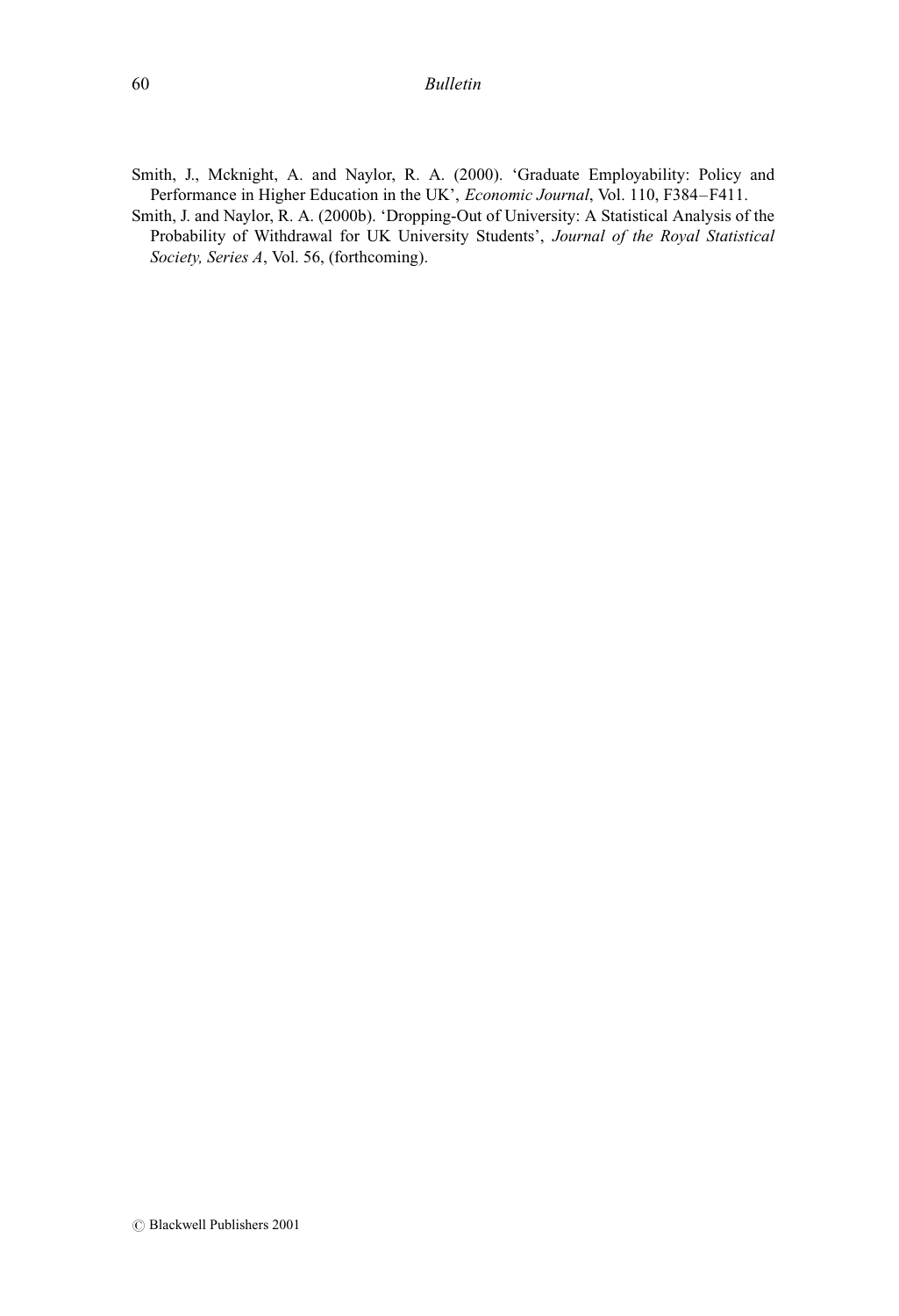Smith, J., Mcknight, A. and Naylor, R. A. (2000). 'Graduate Employability: Policy and Performance in Higher Education in the UK', *Economic Journal*, Vol. 110, F384–F411.

Smith, J. and Naylor, R. A. (2000b). 'Dropping-Out of University: A Statistical Analysis of the Probability of Withdrawal for UK University Students', *Journal of the Royal Statistical Society, Series A*, Vol. 56, (forthcoming).